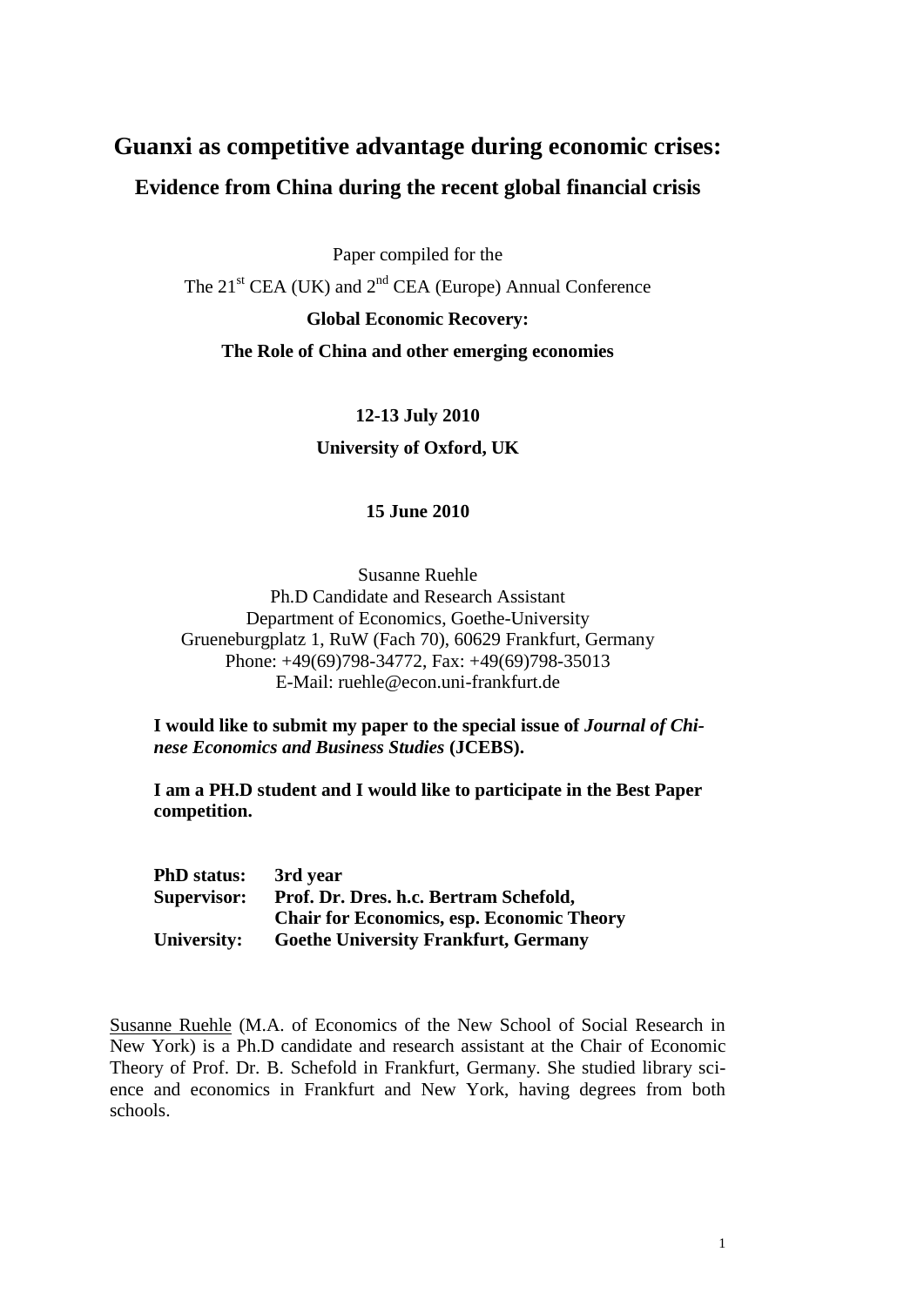# Guanxi as competitive advantage during economic crises:

## Evidence from China during the recent global financial crisis

Paper compiled for the

The 21st CEA (UK) and 2nd CEA (Europe) Annual Conference

**Global Economic Recovery:**

**The Role of China and other emerging economies**

**12-13 July 2010**

**University of Oxford, UK**

**15 June 2010**

Susanne Ruehle
Ph.D Candidate and Research Assistant
Department of Economics, Goethe-University
Grueneburgplatz 1, RuW (Fach 70), 60629 Frankfurt, Germany
Phone: +49(69)798-34772, Fax: +49(69)798-35013
E-Mail: ruehle@econ.uni-frankfurt.de

**I would like to submit my paper to the special issue of *Journal of Chinese Economics and Business Studies* (JCEBS).**

**I am a PH.D student and I would like to participate in the Best Paper competition.**

| | |
|---|---|
| **PhD status:** | **3rd year** |
| **Supervisor:** | **Prof. Dr. Dres. h.c. Bertram Schefold,** |
| | **Chair for Economics, esp. Economic Theory** |
| **University:** | **Goethe University Frankfurt, Germany** |

Susanne Ruehle (M.A. of Economics of the New School of Social Research in New York) is a Ph.D candidate and research assistant at the Chair of Economic Theory of Prof. Dr. B. Schefold in Frankfurt, Germany. She studied library science and economics in Frankfurt and New York, having degrees from both schools.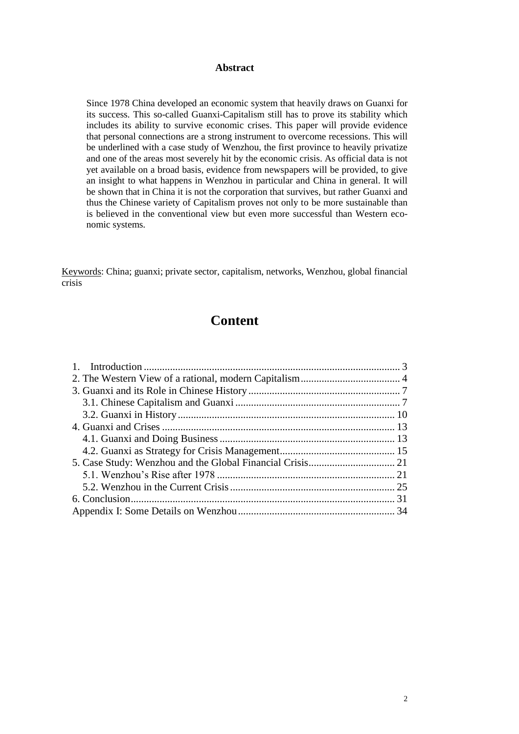## Abstract

Since 1978 China developed an economic system that heavily draws on Guanxi for its success. This so-called Guanxi-Capitalism still has to prove its stability which includes its ability to survive economic crises. This paper will provide evidence that personal connections are a strong instrument to overcome recessions. This will be underlined with a case study of Wenzhou, the first province to heavily privatize and one of the areas most severely hit by the economic crisis. As official data is not yet available on a broad basis, evidence from newspapers will be provided, to give an insight to what happens in Wenzhou in particular and China in general. It will be shown that in China it is not the corporation that survives, but rather Guanxi and thus the Chinese variety of Capitalism proves not only to be more sustainable than is believed in the conventional view but even more successful than Western economic systems.

Keywords: China; guanxi; private sector, capitalism, networks, Wenzhou, global financial crisis

# Content

1. Introduction .......... 3
2. The Western View of a rational, modern Capitalism .......... 4
3. Guanxi and its Role in Chinese History .......... 7
   - 3.1. Chinese Capitalism and Guanxi .......... 7
   - 3.2. Guanxi in History .......... 10
4. Guanxi and Crises .......... 13
   - 4.1. Guanxi and Doing Business .......... 13
   - 4.2. Guanxi as Strategy for Crisis Management .......... 15
5. Case Study: Wenzhou and the Global Financial Crisis .......... 21
   - 5.1. Wenzhou's Rise after 1978 .......... 21
   - 5.2. Wenzhou in the Current Crisis .......... 25
6. Conclusion .......... 31

Appendix I: Some Details on Wenzhou .......... 34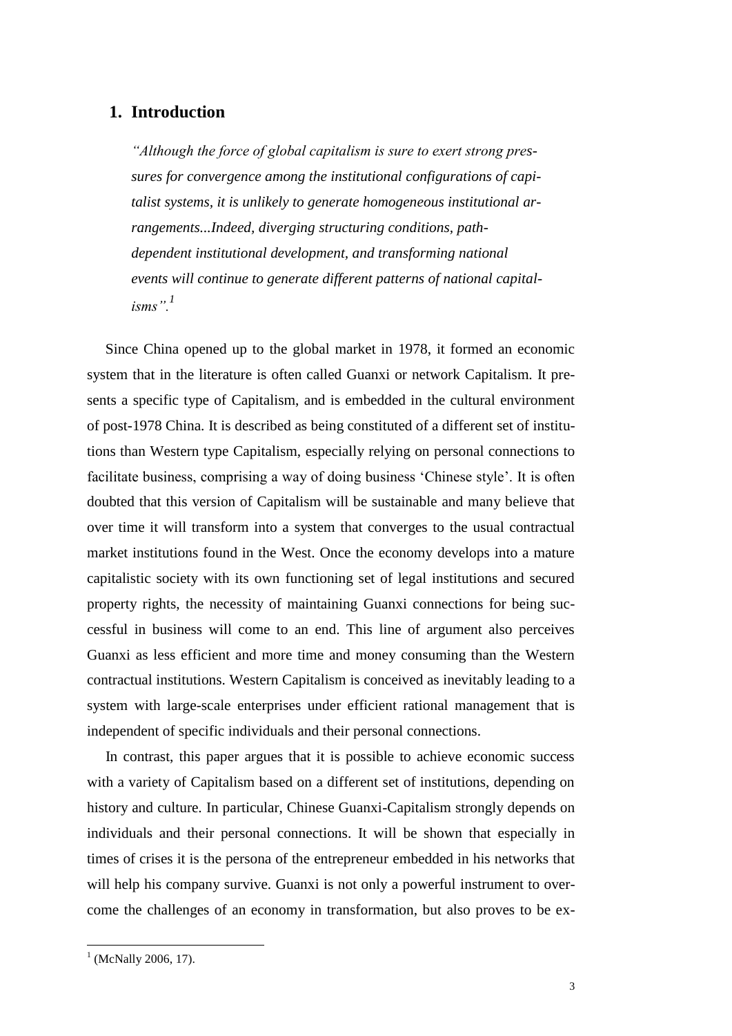## 1. Introduction

> *"Although the force of global capitalism is sure to exert strong pressures for convergence among the institutional configurations of capitalist systems, it is unlikely to generate homogeneous institutional arrangements...Indeed, diverging structuring conditions, path-dependent institutional development, and transforming national events will continue to generate different patterns of national capitalisms".*[1]

Since China opened up to the global market in 1978, it formed an economic system that in the literature is often called Guanxi or network Capitalism. It presents a specific type of Capitalism, and is embedded in the cultural environment of post-1978 China. It is described as being constituted of a different set of institutions than Western type Capitalism, especially relying on personal connections to facilitate business, comprising a way of doing business 'Chinese style'. It is often doubted that this version of Capitalism will be sustainable and many believe that over time it will transform into a system that converges to the usual contractual market institutions found in the West. Once the economy develops into a mature capitalistic society with its own functioning set of legal institutions and secured property rights, the necessity of maintaining Guanxi connections for being successful in business will come to an end. This line of argument also perceives Guanxi as less efficient and more time and money consuming than the Western contractual institutions. Western Capitalism is conceived as inevitably leading to a system with large-scale enterprises under efficient rational management that is independent of specific individuals and their personal connections.

In contrast, this paper argues that it is possible to achieve economic success with a variety of Capitalism based on a different set of institutions, depending on history and culture. In particular, Chinese Guanxi-Capitalism strongly depends on individuals and their personal connections. It will be shown that especially in times of crises it is the persona of the entrepreneur embedded in his networks that will help his company survive. Guanxi is not only a powerful instrument to overcome the challenges of an economy in transformation, but also proves to be ex-

[1] (McNally 2006, 17).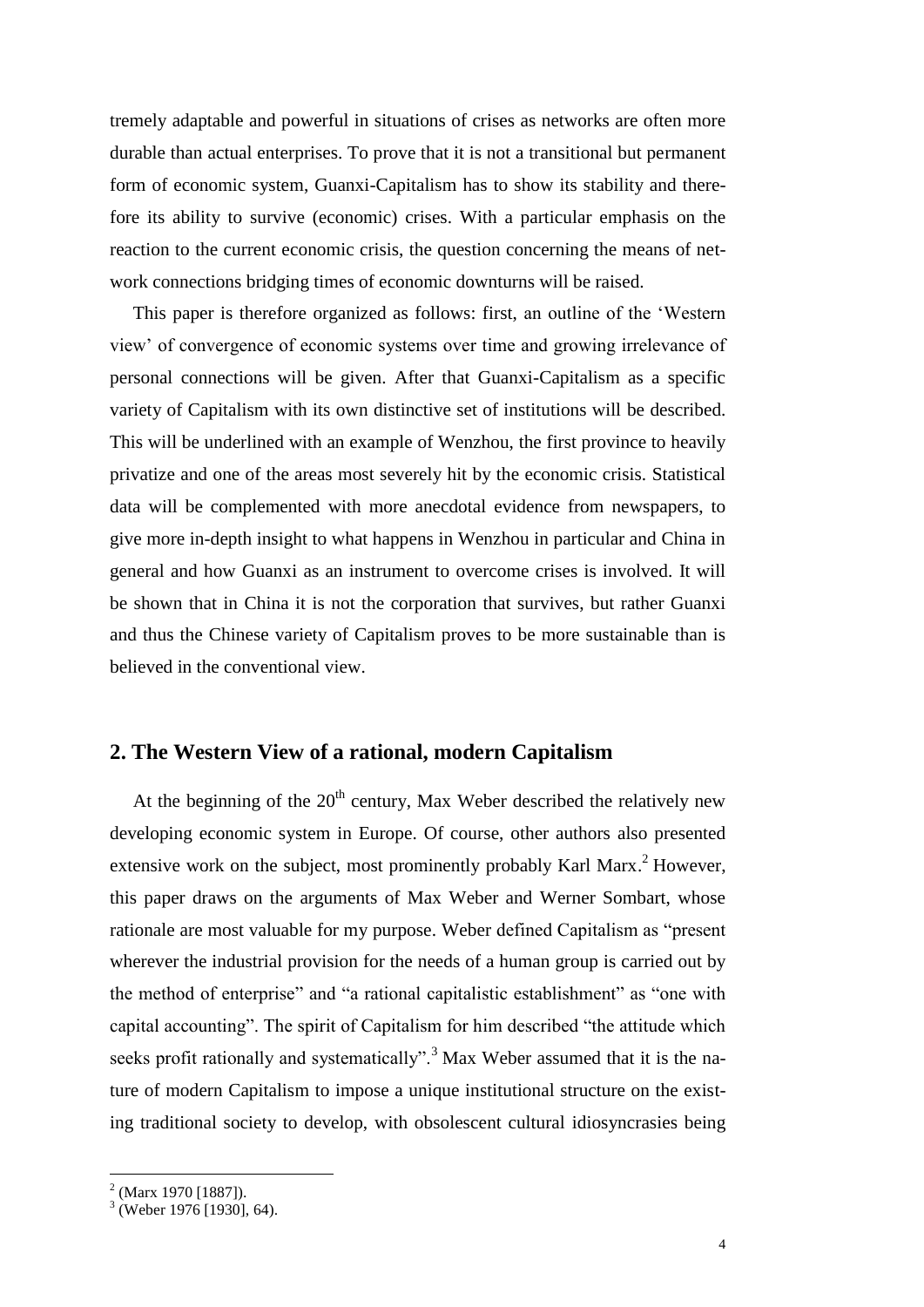tremely adaptable and powerful in situations of crises as networks are often more durable than actual enterprises. To prove that it is not a transitional but permanent form of economic system, Guanxi-Capitalism has to show its stability and therefore its ability to survive (economic) crises. With a particular emphasis on the reaction to the current economic crisis, the question concerning the means of network connections bridging times of economic downturns will be raised.

This paper is therefore organized as follows: first, an outline of the 'Western view' of convergence of economic systems over time and growing irrelevance of personal connections will be given. After that Guanxi-Capitalism as a specific variety of Capitalism with its own distinctive set of institutions will be described. This will be underlined with an example of Wenzhou, the first province to heavily privatize and one of the areas most severely hit by the economic crisis. Statistical data will be complemented with more anecdotal evidence from newspapers, to give more in-depth insight to what happens in Wenzhou in particular and China in general and how Guanxi as an instrument to overcome crises is involved. It will be shown that in China it is not the corporation that survives, but rather Guanxi and thus the Chinese variety of Capitalism proves to be more sustainable than is believed in the conventional view.

## 2. The Western View of a rational, modern Capitalism

At the beginning of the 20th century, Max Weber described the relatively new developing economic system in Europe. Of course, other authors also presented extensive work on the subject, most prominently probably Karl Marx.[2] However, this paper draws on the arguments of Max Weber and Werner Sombart, whose rationale are most valuable for my purpose. Weber defined Capitalism as "present wherever the industrial provision for the needs of a human group is carried out by the method of enterprise" and "a rational capitalistic establishment" as "one with capital accounting". The spirit of Capitalism for him described "the attitude which seeks profit rationally and systematically".[3] Max Weber assumed that it is the nature of modern Capitalism to impose a unique institutional structure on the existing traditional society to develop, with obsolescent cultural idiosyncrasies being

[2] (Marx 1970 [1887]).

[3] (Weber 1976 [1930], 64).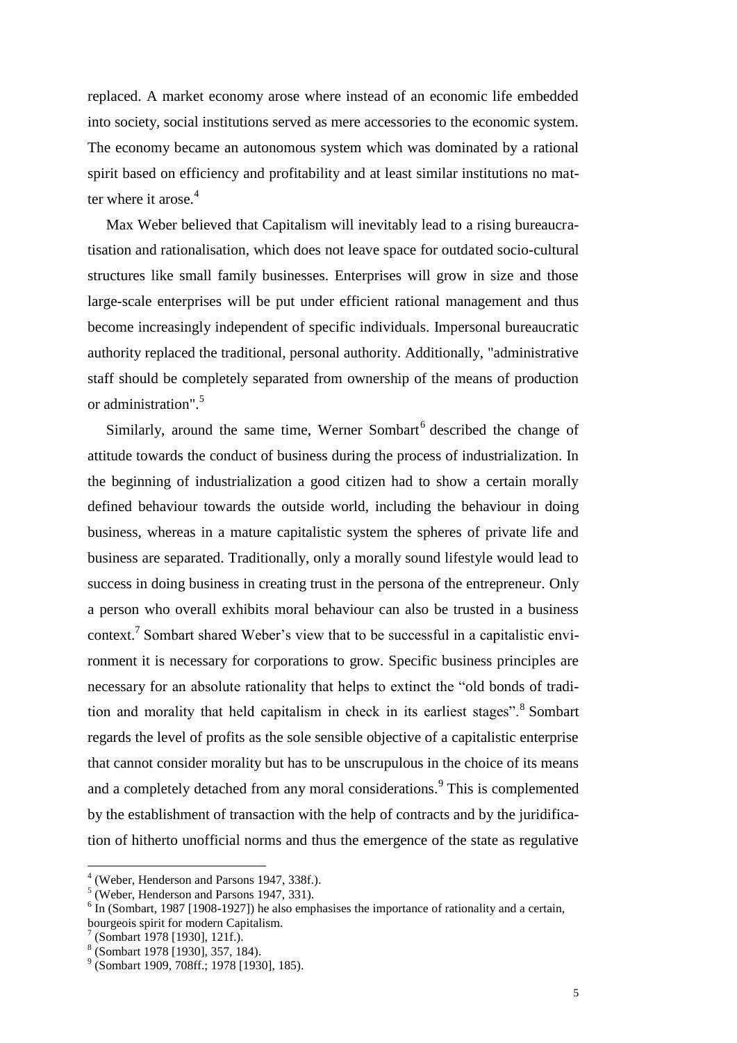replaced. A market economy arose where instead of an economic life embedded into society, social institutions served as mere accessories to the economic system. The economy became an autonomous system which was dominated by a rational spirit based on efficiency and profitability and at least similar institutions no matter where it arose.[4]

Max Weber believed that Capitalism will inevitably lead to a rising bureaucratisation and rationalisation, which does not leave space for outdated socio-cultural structures like small family businesses. Enterprises will grow in size and those large-scale enterprises will be put under efficient rational management and thus become increasingly independent of specific individuals. Impersonal bureaucratic authority replaced the traditional, personal authority. Additionally, "administrative staff should be completely separated from ownership of the means of production or administration".[5]

Similarly, around the same time, Werner Sombart[6] described the change of attitude towards the conduct of business during the process of industrialization. In the beginning of industrialization a good citizen had to show a certain morally defined behaviour towards the outside world, including the behaviour in doing business, whereas in a mature capitalistic system the spheres of private life and business are separated. Traditionally, only a morally sound lifestyle would lead to success in doing business in creating trust in the persona of the entrepreneur. Only a person who overall exhibits moral behaviour can also be trusted in a business context.[7] Sombart shared Weber's view that to be successful in a capitalistic environment it is necessary for corporations to grow. Specific business principles are necessary for an absolute rationality that helps to extinct the "old bonds of tradition and morality that held capitalism in check in its earliest stages".[8] Sombart regards the level of profits as the sole sensible objective of a capitalistic enterprise that cannot consider morality but has to be unscrupulous in the choice of its means and a completely detached from any moral considerations.[9] This is complemented by the establishment of transaction with the help of contracts and by the juridification of hitherto unofficial norms and thus the emergence of the state as regulative

---

[4] (Weber, Henderson and Parsons 1947, 338f.).

[5] (Weber, Henderson and Parsons 1947, 331).

[6] In (Sombart, 1987 [1908-1927]) he also emphasises the importance of rationality and a certain, bourgeois spirit for modern Capitalism.

[7] (Sombart 1978 [1930], 121f.).

[8] (Sombart 1978 [1930], 357, 184).

[9] (Sombart 1909, 708ff.; 1978 [1930], 185).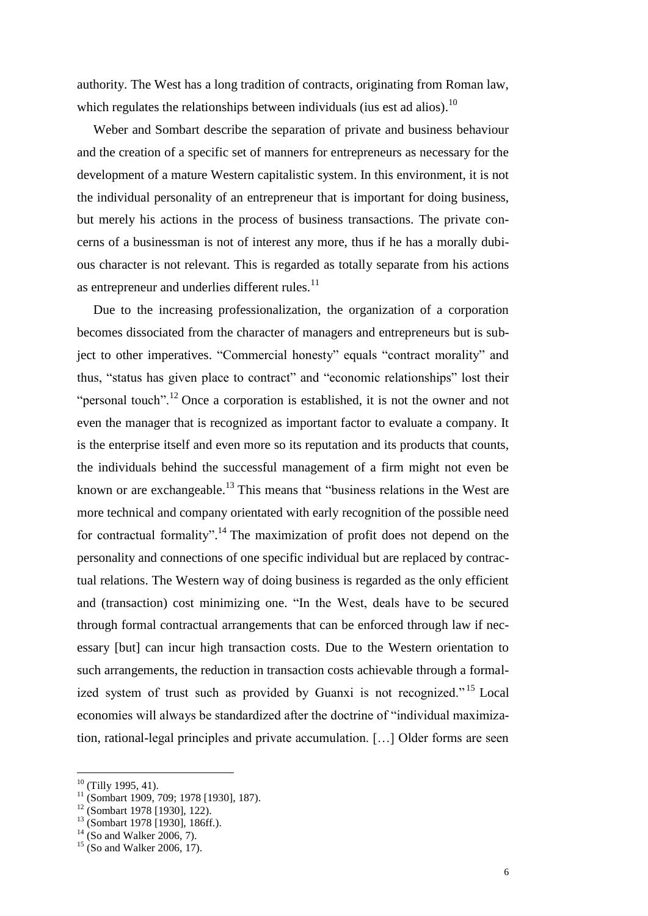authority. The West has a long tradition of contracts, originating from Roman law, which regulates the relationships between individuals (ius est ad alios).[10]

Weber and Sombart describe the separation of private and business behaviour and the creation of a specific set of manners for entrepreneurs as necessary for the development of a mature Western capitalistic system. In this environment, it is not the individual personality of an entrepreneur that is important for doing business, but merely his actions in the process of business transactions. The private concerns of a businessman is not of interest any more, thus if he has a morally dubious character is not relevant. This is regarded as totally separate from his actions as entrepreneur and underlies different rules.[11]

Due to the increasing professionalization, the organization of a corporation becomes dissociated from the character of managers and entrepreneurs but is subject to other imperatives. "Commercial honesty" equals "contract morality" and thus, "status has given place to contract" and "economic relationships" lost their "personal touch".[12] Once a corporation is established, it is not the owner and not even the manager that is recognized as important factor to evaluate a company. It is the enterprise itself and even more so its reputation and its products that counts, the individuals behind the successful management of a firm might not even be known or are exchangeable.[13] This means that "business relations in the West are more technical and company orientated with early recognition of the possible need for contractual formality".[14] The maximization of profit does not depend on the personality and connections of one specific individual but are replaced by contractual relations. The Western way of doing business is regarded as the only efficient and (transaction) cost minimizing one. "In the West, deals have to be secured through formal contractual arrangements that can be enforced through law if necessary [but] can incur high transaction costs. Due to the Western orientation to such arrangements, the reduction in transaction costs achievable through a formalized system of trust such as provided by Guanxi is not recognized."[15] Local economies will always be standardized after the doctrine of "individual maximization, rational-legal principles and private accumulation. […] Older forms are seen

---

[10] (Tilly 1995, 41).

[11] (Sombart 1909, 709; 1978 [1930], 187).

[12] (Sombart 1978 [1930], 122).

[13] (Sombart 1978 [1930], 186ff.).

[14] (So and Walker 2006, 7).

[15] (So and Walker 2006, 17).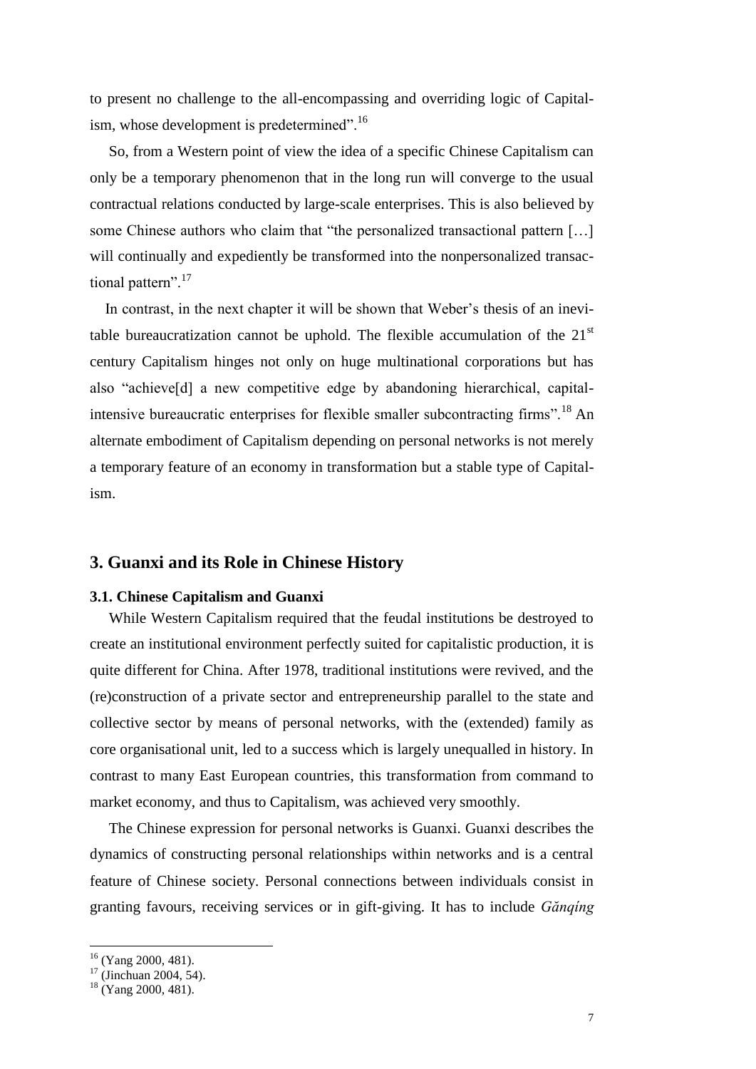to present no challenge to the all-encompassing and overriding logic of Capitalism, whose development is predetermined".[16]

So, from a Western point of view the idea of a specific Chinese Capitalism can only be a temporary phenomenon that in the long run will converge to the usual contractual relations conducted by large-scale enterprises. This is also believed by some Chinese authors who claim that "the personalized transactional pattern […] will continually and expediently be transformed into the nonpersonalized transactional pattern".[17]

In contrast, in the next chapter it will be shown that Weber's thesis of an inevitable bureaucratization cannot be uphold. The flexible accumulation of the 21st century Capitalism hinges not only on huge multinational corporations but has also "achieve[d] a new competitive edge by abandoning hierarchical, capital-intensive bureaucratic enterprises for flexible smaller subcontracting firms".[18] An alternate embodiment of Capitalism depending on personal networks is not merely a temporary feature of an economy in transformation but a stable type of Capitalism.

## 3. Guanxi and its Role in Chinese History

### 3.1. Chinese Capitalism and Guanxi

While Western Capitalism required that the feudal institutions be destroyed to create an institutional environment perfectly suited for capitalistic production, it is quite different for China. After 1978, traditional institutions were revived, and the (re)construction of a private sector and entrepreneurship parallel to the state and collective sector by means of personal networks, with the (extended) family as core organisational unit, led to a success which is largely unequalled in history. In contrast to many East European countries, this transformation from command to market economy, and thus to Capitalism, was achieved very smoothly.

The Chinese expression for personal networks is Guanxi. Guanxi describes the dynamics of constructing personal relationships within networks and is a central feature of Chinese society. Personal connections between individuals consist in granting favours, receiving services or in gift-giving. It has to include *Gănqing*

---

[16] (Yang 2000, 481).

[17] (Jinchuan 2004, 54).

[18] (Yang 2000, 481).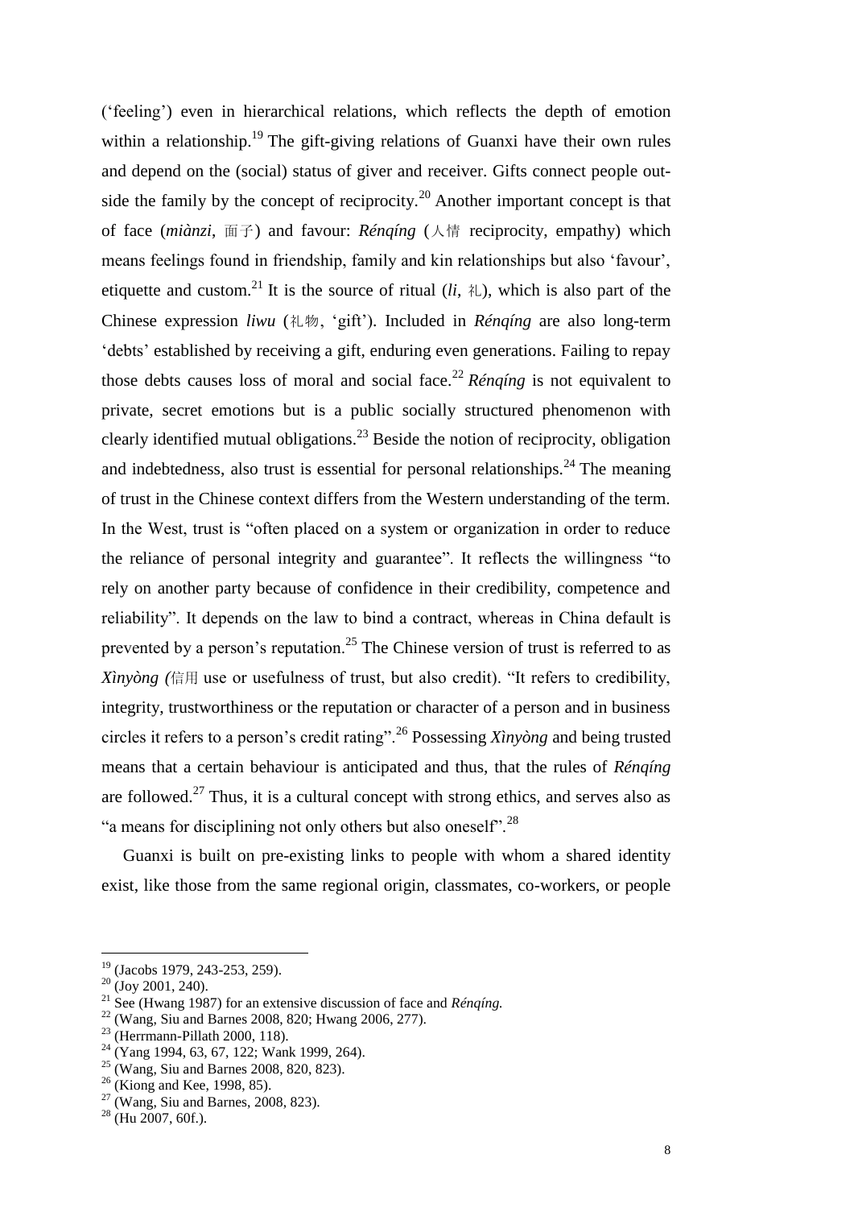(‘feeling’) even in hierarchical relations, which reflects the depth of emotion within a relationship.[19] The gift-giving relations of Guanxi have their own rules and depend on the (social) status of giver and receiver. Gifts connect people outside the family by the concept of reciprocity.[20] Another important concept is that of face (*miànzi*, 面子) and favour: *Rénqíng* (人情 reciprocity, empathy) which means feelings found in friendship, family and kin relationships but also ‘favour’, etiquette and custom.[21] It is the source of ritual (*li*, 礼), which is also part of the Chinese expression *liwu* (礼物, ‘gift’). Included in *Rénqíng* are also long-term ‘debts’ established by receiving a gift, enduring even generations. Failing to repay those debts causes loss of moral and social face.[22] *Rénqíng* is not equivalent to private, secret emotions but is a public socially structured phenomenon with clearly identified mutual obligations.[23] Beside the notion of reciprocity, obligation and indebtedness, also trust is essential for personal relationships.[24] The meaning of trust in the Chinese context differs from the Western understanding of the term. In the West, trust is “often placed on a system or organization in order to reduce the reliance of personal integrity and guarantee”. It reflects the willingness “to rely on another party because of confidence in their credibility, competence and reliability”. It depends on the law to bind a contract, whereas in China default is prevented by a person’s reputation.[25] The Chinese version of trust is referred to as *Xìnyòng (*信用 use or usefulness of trust, but also credit). “It refers to credibility, integrity, trustworthiness or the reputation or character of a person and in business circles it refers to a person’s credit rating”.[26] Possessing *Xìnyòng* and being trusted means that a certain behaviour is anticipated and thus, that the rules of *Rénqíng* are followed.[27] Thus, it is a cultural concept with strong ethics, and serves also as “a means for disciplining not only others but also oneself”.[28]

Guanxi is built on pre-existing links to people with whom a shared identity exist, like those from the same regional origin, classmates, co-workers, or people

[19] (Jacobs 1979, 243-253, 259).

[20] (Joy 2001, 240).

[21] See (Hwang 1987) for an extensive discussion of face and *Rénqíng.*

[22] (Wang, Siu and Barnes 2008, 820; Hwang 2006, 277).

[23] (Herrmann-Pillath 2000, 118).

[24] (Yang 1994, 63, 67, 122; Wank 1999, 264).

[25] (Wang, Siu and Barnes 2008, 820, 823).

[26] (Kiong and Kee, 1998, 85).

[27] (Wang, Siu and Barnes, 2008, 823).

[28] (Hu 2007, 60f.).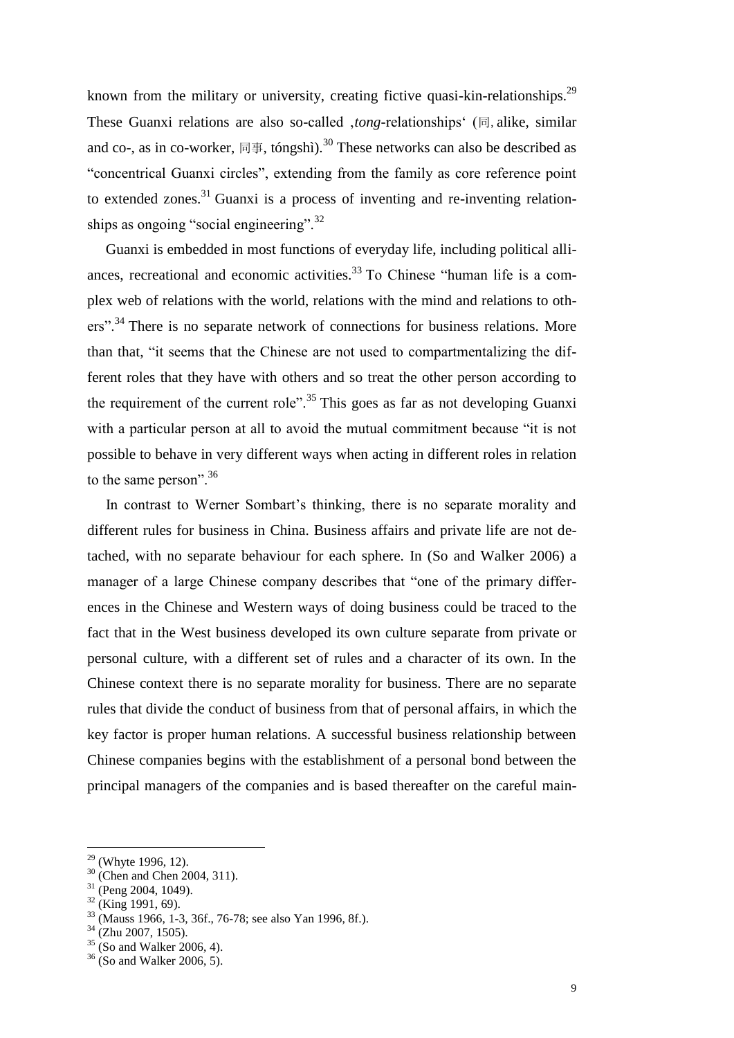known from the military or university, creating fictive quasi-kin-relationships.[29] These Guanxi relations are also so-called ‚*tong*-relationships' (同, alike, similar and co-, as in co-worker, 同事, tóngshì).[30] These networks can also be described as "concentrical Guanxi circles", extending from the family as core reference point to extended zones.[31] Guanxi is a process of inventing and re-inventing relationships as ongoing "social engineering".[32]

Guanxi is embedded in most functions of everyday life, including political alliances, recreational and economic activities.[33] To Chinese "human life is a complex web of relations with the world, relations with the mind and relations to others".[34] There is no separate network of connections for business relations. More than that, "it seems that the Chinese are not used to compartmentalizing the different roles that they have with others and so treat the other person according to the requirement of the current role".[35] This goes as far as not developing Guanxi with a particular person at all to avoid the mutual commitment because "it is not possible to behave in very different ways when acting in different roles in relation to the same person".[36]

In contrast to Werner Sombart's thinking, there is no separate morality and different rules for business in China. Business affairs and private life are not detached, with no separate behaviour for each sphere. In (So and Walker 2006) a manager of a large Chinese company describes that "one of the primary differences in the Chinese and Western ways of doing business could be traced to the fact that in the West business developed its own culture separate from private or personal culture, with a different set of rules and a character of its own. In the Chinese context there is no separate morality for business. There are no separate rules that divide the conduct of business from that of personal affairs, in which the key factor is proper human relations. A successful business relationship between Chinese companies begins with the establishment of a personal bond between the principal managers of the companies and is based thereafter on the careful main-

---

[29] (Whyte 1996, 12).

[30] (Chen and Chen 2004, 311).

[31] (Peng 2004, 1049).

[32] (King 1991, 69).

[33] (Mauss 1966, 1-3, 36f., 76-78; see also Yan 1996, 8f.).

[34] (Zhu 2007, 1505).

[35] (So and Walker 2006, 4).

[36] (So and Walker 2006, 5).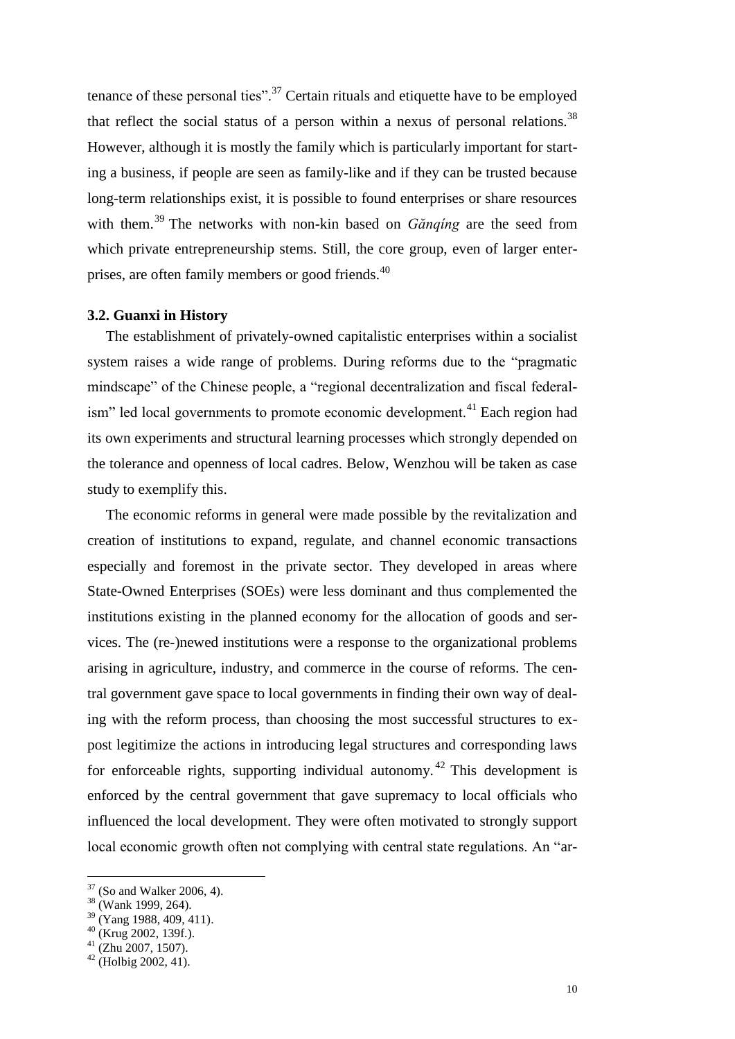tenance of these personal ties".[37] Certain rituals and etiquette have to be employed that reflect the social status of a person within a nexus of personal relations.[38] However, although it is mostly the family which is particularly important for starting a business, if people are seen as family-like and if they can be trusted because long-term relationships exist, it is possible to found enterprises or share resources with them.[39] The networks with non-kin based on *Gănqíng* are the seed from which private entrepreneurship stems. Still, the core group, even of larger enterprises, are often family members or good friends.[40]

### 3.2. Guanxi in History

The establishment of privately-owned capitalistic enterprises within a socialist system raises a wide range of problems. During reforms due to the "pragmatic mindscape" of the Chinese people, a "regional decentralization and fiscal federalism" led local governments to promote economic development.[41] Each region had its own experiments and structural learning processes which strongly depended on the tolerance and openness of local cadres. Below, Wenzhou will be taken as case study to exemplify this.

The economic reforms in general were made possible by the revitalization and creation of institutions to expand, regulate, and channel economic transactions especially and foremost in the private sector. They developed in areas where State-Owned Enterprises (SOEs) were less dominant and thus complemented the institutions existing in the planned economy for the allocation of goods and services. The (re-)newed institutions were a response to the organizational problems arising in agriculture, industry, and commerce in the course of reforms. The central government gave space to local governments in finding their own way of dealing with the reform process, than choosing the most successful structures to ex-post legitimize the actions in introducing legal structures and corresponding laws for enforceable rights, supporting individual autonomy.[42] This development is enforced by the central government that gave supremacy to local officials who influenced the local development. They were often motivated to strongly support local economic growth often not complying with central state regulations. An "ar-

[37] (So and Walker 2006, 4).
[38] (Wank 1999, 264).
[39] (Yang 1988, 409, 411).
[40] (Krug 2002, 139f.).
[41] (Zhu 2007, 1507).
[42] (Holbig 2002, 41).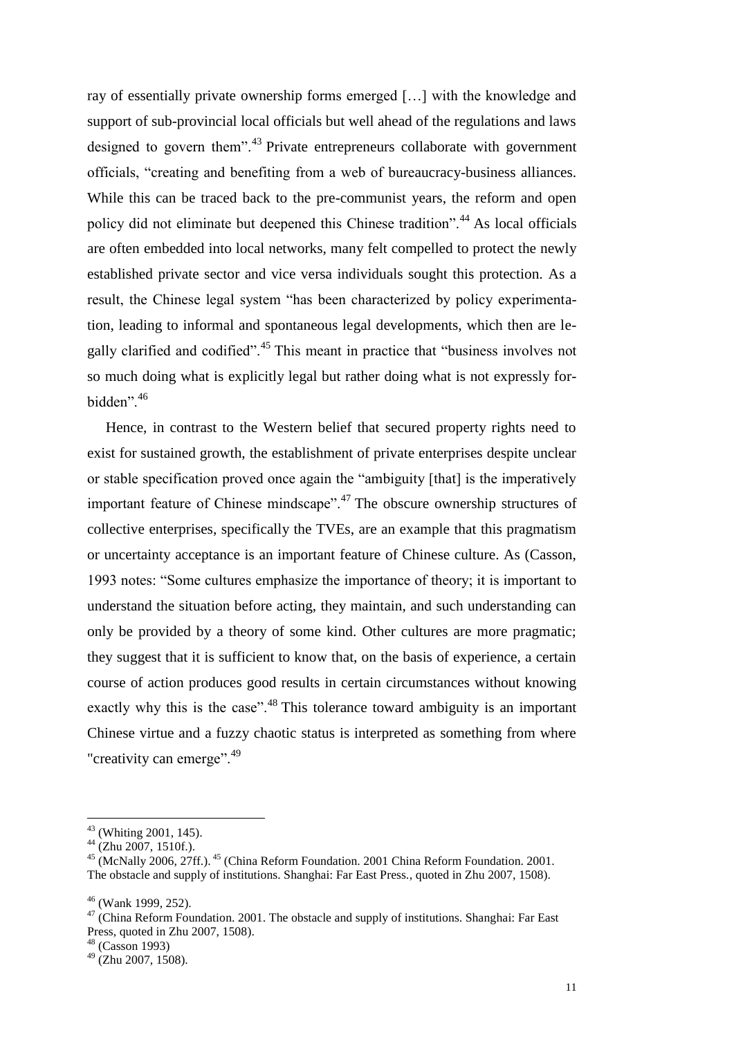ray of essentially private ownership forms emerged […] with the knowledge and support of sub-provincial local officials but well ahead of the regulations and laws designed to govern them".[43] Private entrepreneurs collaborate with government officials, "creating and benefiting from a web of bureaucracy-business alliances. While this can be traced back to the pre-communist years, the reform and open policy did not eliminate but deepened this Chinese tradition".[44] As local officials are often embedded into local networks, many felt compelled to protect the newly established private sector and vice versa individuals sought this protection. As a result, the Chinese legal system "has been characterized by policy experimentation, leading to informal and spontaneous legal developments, which then are legally clarified and codified".[45] This meant in practice that "business involves not so much doing what is explicitly legal but rather doing what is not expressly forbidden".[46]

Hence, in contrast to the Western belief that secured property rights need to exist for sustained growth, the establishment of private enterprises despite unclear or stable specification proved once again the "ambiguity [that] is the imperatively important feature of Chinese mindscape".[47] The obscure ownership structures of collective enterprises, specifically the TVEs, are an example that this pragmatism or uncertainty acceptance is an important feature of Chinese culture. As (Casson, 1993 notes: "Some cultures emphasize the importance of theory; it is important to understand the situation before acting, they maintain, and such understanding can only be provided by a theory of some kind. Other cultures are more pragmatic; they suggest that it is sufficient to know that, on the basis of experience, a certain course of action produces good results in certain circumstances without knowing exactly why this is the case".[48] This tolerance toward ambiguity is an important Chinese virtue and a fuzzy chaotic status is interpreted as something from where "creativity can emerge".[49]

---

[43] (Whiting 2001, 145).

[44] (Zhu 2007, 1510f.).

[45] (McNally 2006, 27ff.). [45] (China Reform Foundation. 2001 China Reform Foundation. 2001. The obstacle and supply of institutions. Shanghai: Far East Press., quoted in Zhu 2007, 1508).

[46] (Wank 1999, 252).

[47] (China Reform Foundation. 2001. The obstacle and supply of institutions. Shanghai: Far East Press, quoted in Zhu 2007, 1508).

[48] (Casson 1993)

[49] (Zhu 2007, 1508).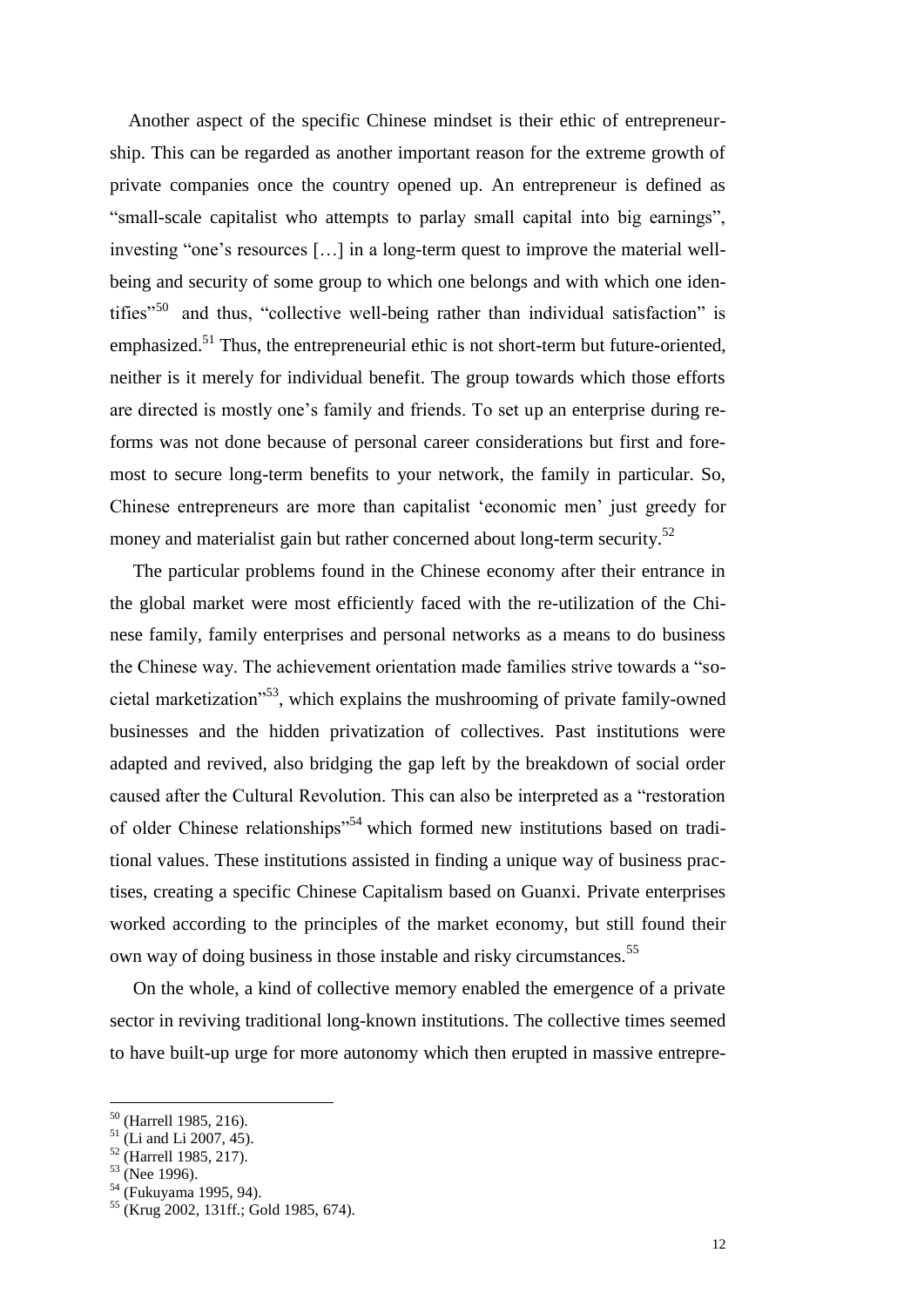Another aspect of the specific Chinese mindset is their ethic of entrepreneurship. This can be regarded as another important reason for the extreme growth of private companies once the country opened up. An entrepreneur is defined as "small-scale capitalist who attempts to parlay small capital into big earnings", investing "one's resources […] in a long-term quest to improve the material well-being and security of some group to which one belongs and with which one identifies"[50] and thus, "collective well-being rather than individual satisfaction" is emphasized.[51] Thus, the entrepreneurial ethic is not short-term but future-oriented, neither is it merely for individual benefit. The group towards which those efforts are directed is mostly one's family and friends. To set up an enterprise during reforms was not done because of personal career considerations but first and foremost to secure long-term benefits to your network, the family in particular. So, Chinese entrepreneurs are more than capitalist 'economic men' just greedy for money and materialist gain but rather concerned about long-term security.[52]

The particular problems found in the Chinese economy after their entrance in the global market were most efficiently faced with the re-utilization of the Chinese family, family enterprises and personal networks as a means to do business the Chinese way. The achievement orientation made families strive towards a "societal marketization"[53], which explains the mushrooming of private family-owned businesses and the hidden privatization of collectives. Past institutions were adapted and revived, also bridging the gap left by the breakdown of social order caused after the Cultural Revolution. This can also be interpreted as a "restoration of older Chinese relationships"[54] which formed new institutions based on traditional values. These institutions assisted in finding a unique way of business practises, creating a specific Chinese Capitalism based on Guanxi. Private enterprises worked according to the principles of the market economy, but still found their own way of doing business in those instable and risky circumstances.[55]

On the whole, a kind of collective memory enabled the emergence of a private sector in reviving traditional long-known institutions. The collective times seemed to have built-up urge for more autonomy which then erupted in massive entrepre-

---

[50] (Harrell 1985, 216).
[51] (Li and Li 2007, 45).
[52] (Harrell 1985, 217).
[53] (Nee 1996).
[54] (Fukuyama 1995, 94).
[55] (Krug 2002, 131ff.; Gold 1985, 674).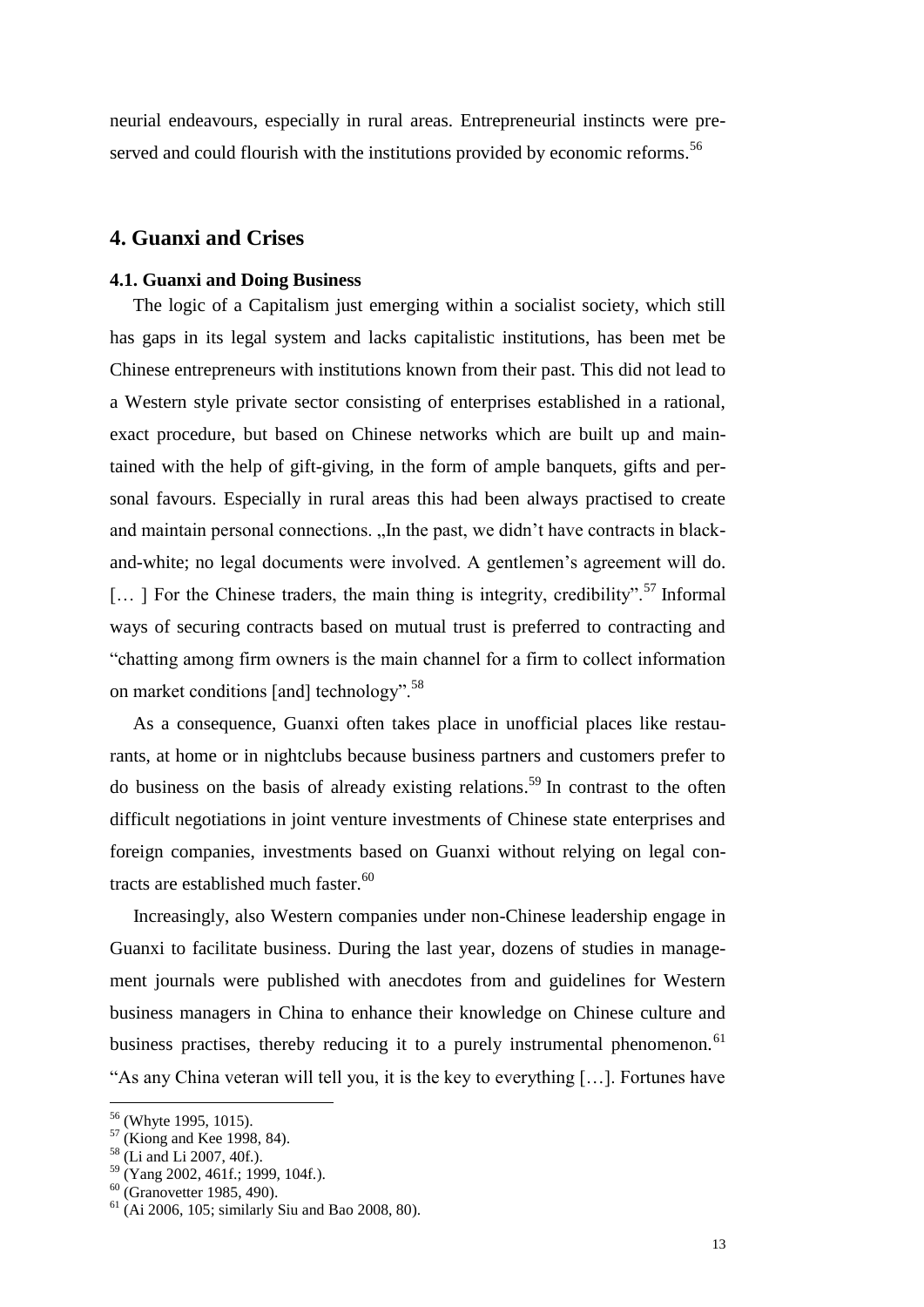neurial endeavours, especially in rural areas. Entrepreneurial instincts were preserved and could flourish with the institutions provided by economic reforms.[56]

## 4. Guanxi and Crises

### 4.1. Guanxi and Doing Business

The logic of a Capitalism just emerging within a socialist society, which still has gaps in its legal system and lacks capitalistic institutions, has been met be Chinese entrepreneurs with institutions known from their past. This did not lead to a Western style private sector consisting of enterprises established in a rational, exact procedure, but based on Chinese networks which are built up and maintained with the help of gift-giving, in the form of ample banquets, gifts and personal favours. Especially in rural areas this had been always practised to create and maintain personal connections. „In the past, we didn't have contracts in black-and-white; no legal documents were involved. A gentlemen's agreement will do. [… ] For the Chinese traders, the main thing is integrity, credibility".[57] Informal ways of securing contracts based on mutual trust is preferred to contracting and "chatting among firm owners is the main channel for a firm to collect information on market conditions [and] technology".[58]

As a consequence, Guanxi often takes place in unofficial places like restaurants, at home or in nightclubs because business partners and customers prefer to do business on the basis of already existing relations.[59] In contrast to the often difficult negotiations in joint venture investments of Chinese state enterprises and foreign companies, investments based on Guanxi without relying on legal contracts are established much faster.[60]

Increasingly, also Western companies under non-Chinese leadership engage in Guanxi to facilitate business. During the last year, dozens of studies in management journals were published with anecdotes from and guidelines for Western business managers in China to enhance their knowledge on Chinese culture and business practises, thereby reducing it to a purely instrumental phenomenon.[61] "As any China veteran will tell you, it is the key to everything […]. Fortunes have

---

[56] (Whyte 1995, 1015).
[57] (Kiong and Kee 1998, 84).
[58] (Li and Li 2007, 40f.).
[59] (Yang 2002, 461f.; 1999, 104f.).
[60] (Granovetter 1985, 490).
[61] (Ai 2006, 105; similarly Siu and Bao 2008, 80).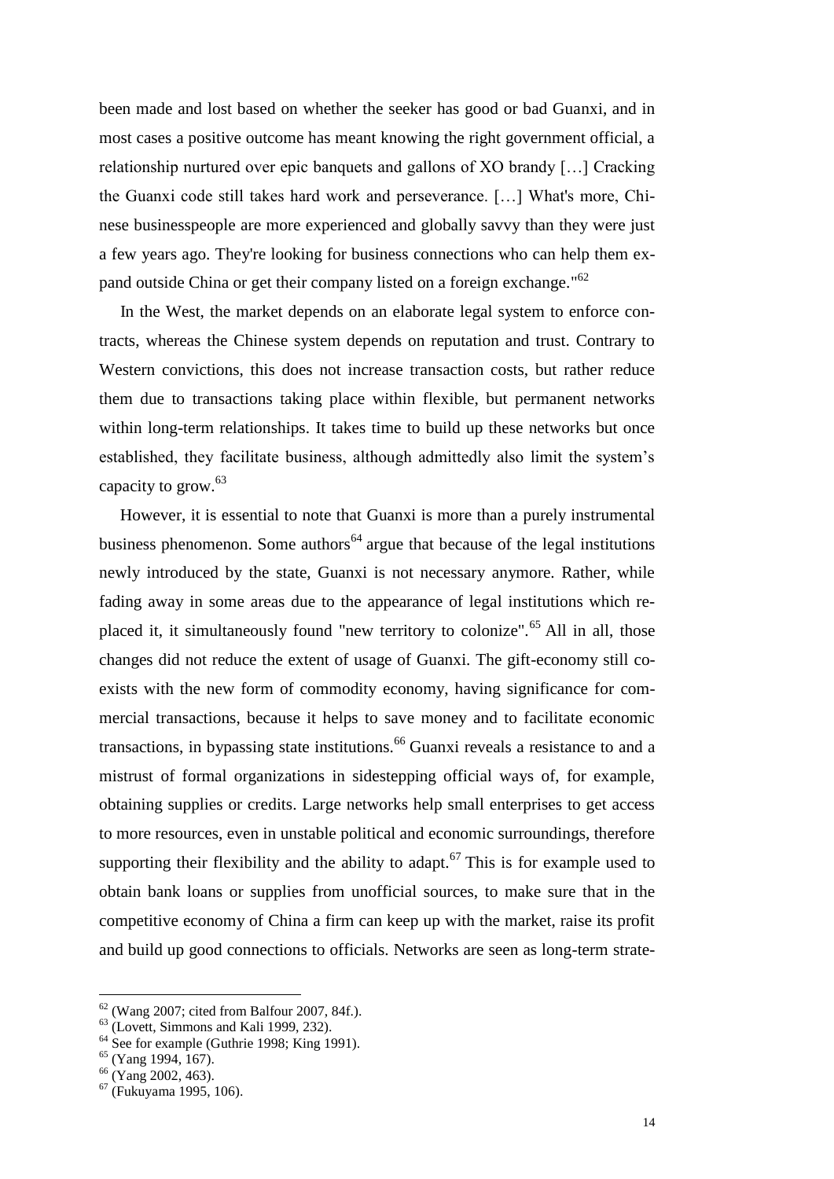been made and lost based on whether the seeker has good or bad Guanxi, and in most cases a positive outcome has meant knowing the right government official, a relationship nurtured over epic banquets and gallons of XO brandy […] Cracking the Guanxi code still takes hard work and perseverance. […] What's more, Chinese businesspeople are more experienced and globally savvy than they were just a few years ago. They're looking for business connections who can help them expand outside China or get their company listed on a foreign exchange."[62]

In the West, the market depends on an elaborate legal system to enforce contracts, whereas the Chinese system depends on reputation and trust. Contrary to Western convictions, this does not increase transaction costs, but rather reduce them due to transactions taking place within flexible, but permanent networks within long-term relationships. It takes time to build up these networks but once established, they facilitate business, although admittedly also limit the system's capacity to grow.[63]

However, it is essential to note that Guanxi is more than a purely instrumental business phenomenon. Some authors[64] argue that because of the legal institutions newly introduced by the state, Guanxi is not necessary anymore. Rather, while fading away in some areas due to the appearance of legal institutions which replaced it, it simultaneously found "new territory to colonize".[65] All in all, those changes did not reduce the extent of usage of Guanxi. The gift-economy still coexists with the new form of commodity economy, having significance for commercial transactions, because it helps to save money and to facilitate economic transactions, in bypassing state institutions.[66] Guanxi reveals a resistance to and a mistrust of formal organizations in sidestepping official ways of, for example, obtaining supplies or credits. Large networks help small enterprises to get access to more resources, even in unstable political and economic surroundings, therefore supporting their flexibility and the ability to adapt.[67] This is for example used to obtain bank loans or supplies from unofficial sources, to make sure that in the competitive economy of China a firm can keep up with the market, raise its profit and build up good connections to officials. Networks are seen as long-term strate-

---

[62] (Wang 2007; cited from Balfour 2007, 84f.).

[63] (Lovett, Simmons and Kali 1999, 232).

[64] See for example (Guthrie 1998; King 1991).

[65] (Yang 1994, 167).

[66] (Yang 2002, 463).

[67] (Fukuyama 1995, 106).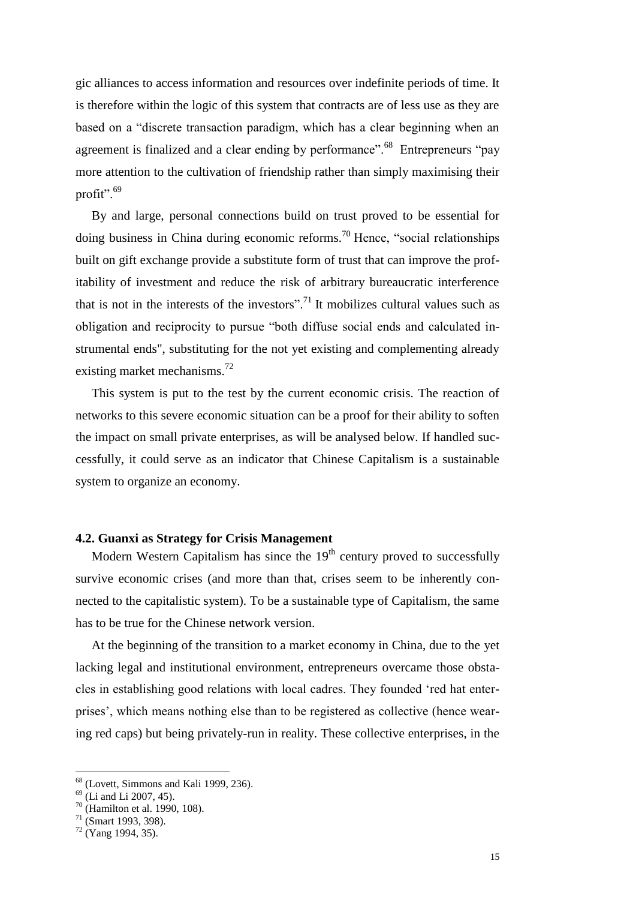gic alliances to access information and resources over indefinite periods of time. It is therefore within the logic of this system that contracts are of less use as they are based on a "discrete transaction paradigm, which has a clear beginning when an agreement is finalized and a clear ending by performance".[68] Entrepreneurs "pay more attention to the cultivation of friendship rather than simply maximising their profit".[69]

By and large, personal connections build on trust proved to be essential for doing business in China during economic reforms.[70] Hence, "social relationships built on gift exchange provide a substitute form of trust that can improve the profitability of investment and reduce the risk of arbitrary bureaucratic interference that is not in the interests of the investors".[71] It mobilizes cultural values such as obligation and reciprocity to pursue "both diffuse social ends and calculated instrumental ends", substituting for the not yet existing and complementing already existing market mechanisms.[72]

This system is put to the test by the current economic crisis. The reaction of networks to this severe economic situation can be a proof for their ability to soften the impact on small private enterprises, as will be analysed below. If handled successfully, it could serve as an indicator that Chinese Capitalism is a sustainable system to organize an economy.

### 4.2. Guanxi as Strategy for Crisis Management

Modern Western Capitalism has since the 19th century proved to successfully survive economic crises (and more than that, crises seem to be inherently connected to the capitalistic system). To be a sustainable type of Capitalism, the same has to be true for the Chinese network version.

At the beginning of the transition to a market economy in China, due to the yet lacking legal and institutional environment, entrepreneurs overcame those obstacles in establishing good relations with local cadres. They founded 'red hat enterprises', which means nothing else than to be registered as collective (hence wearing red caps) but being privately-run in reality. These collective enterprises, in the

---

[68] (Lovett, Simmons and Kali 1999, 236).

[69] (Li and Li 2007, 45).

[70] (Hamilton et al. 1990, 108).

[71] (Smart 1993, 398).

[72] (Yang 1994, 35).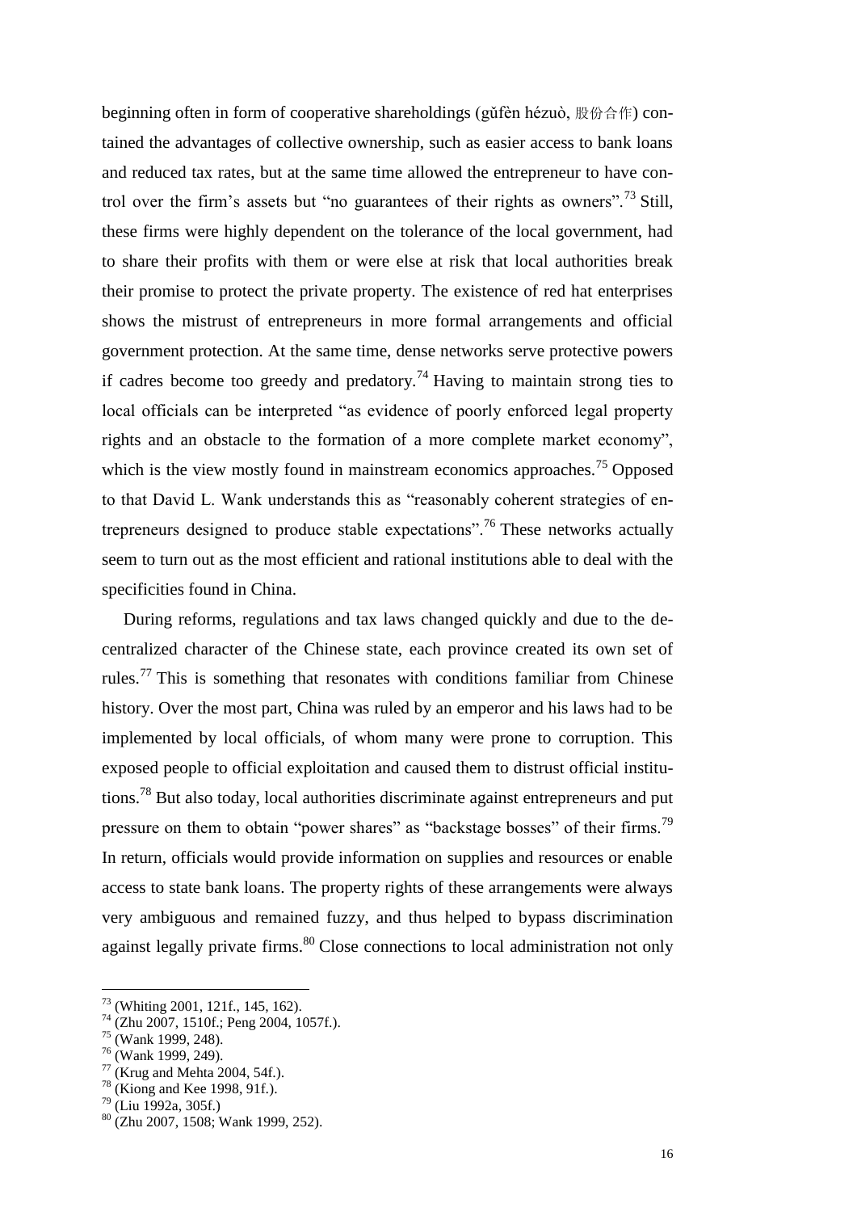beginning often in form of cooperative shareholdings (gǔfèn hézuò, 股份合作) contained the advantages of collective ownership, such as easier access to bank loans and reduced tax rates, but at the same time allowed the entrepreneur to have control over the firm's assets but "no guarantees of their rights as owners".[73] Still, these firms were highly dependent on the tolerance of the local government, had to share their profits with them or were else at risk that local authorities break their promise to protect the private property. The existence of red hat enterprises shows the mistrust of entrepreneurs in more formal arrangements and official government protection. At the same time, dense networks serve protective powers if cadres become too greedy and predatory.[74] Having to maintain strong ties to local officials can be interpreted "as evidence of poorly enforced legal property rights and an obstacle to the formation of a more complete market economy", which is the view mostly found in mainstream economics approaches.[75] Opposed to that David L. Wank understands this as "reasonably coherent strategies of entrepreneurs designed to produce stable expectations".[76] These networks actually seem to turn out as the most efficient and rational institutions able to deal with the specificities found in China.

During reforms, regulations and tax laws changed quickly and due to the decentralized character of the Chinese state, each province created its own set of rules.[77] This is something that resonates with conditions familiar from Chinese history. Over the most part, China was ruled by an emperor and his laws had to be implemented by local officials, of whom many were prone to corruption. This exposed people to official exploitation and caused them to distrust official institutions.[78] But also today, local authorities discriminate against entrepreneurs and put pressure on them to obtain "power shares" as "backstage bosses" of their firms.[79] In return, officials would provide information on supplies and resources or enable access to state bank loans. The property rights of these arrangements were always very ambiguous and remained fuzzy, and thus helped to bypass discrimination against legally private firms.[80] Close connections to local administration not only

---

[73] (Whiting 2001, 121f., 145, 162).

[74] (Zhu 2007, 1510f.; Peng 2004, 1057f.).

[75] (Wank 1999, 248).

[76] (Wank 1999, 249).

[77] (Krug and Mehta 2004, 54f.).

[78] (Kiong and Kee 1998, 91f.).

[79] (Liu 1992a, 305f.)

[80] (Zhu 2007, 1508; Wank 1999, 252).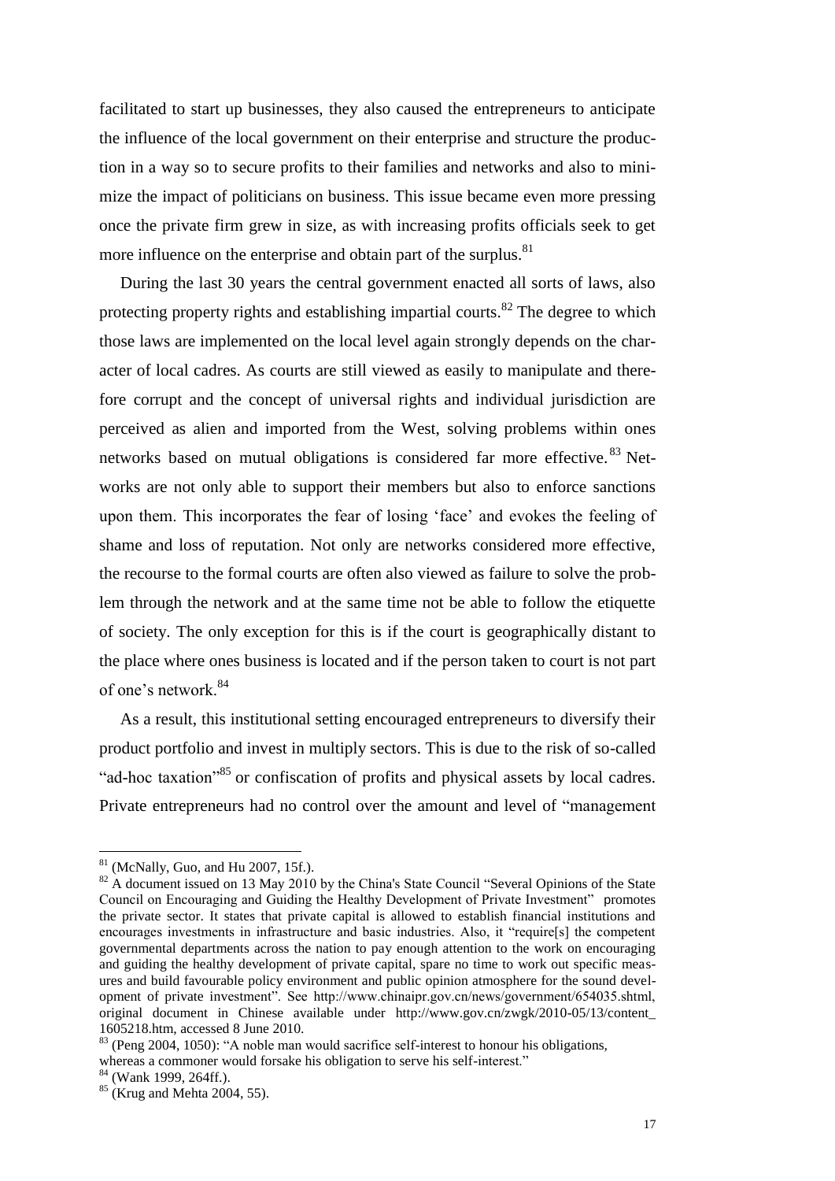facilitated to start up businesses, they also caused the entrepreneurs to anticipate the influence of the local government on their enterprise and structure the production in a way so to secure profits to their families and networks and also to minimize the impact of politicians on business. This issue became even more pressing once the private firm grew in size, as with increasing profits officials seek to get more influence on the enterprise and obtain part of the surplus.[81]

During the last 30 years the central government enacted all sorts of laws, also protecting property rights and establishing impartial courts.[82] The degree to which those laws are implemented on the local level again strongly depends on the character of local cadres. As courts are still viewed as easily to manipulate and therefore corrupt and the concept of universal rights and individual jurisdiction are perceived as alien and imported from the West, solving problems within ones networks based on mutual obligations is considered far more effective.[83] Networks are not only able to support their members but also to enforce sanctions upon them. This incorporates the fear of losing 'face' and evokes the feeling of shame and loss of reputation. Not only are networks considered more effective, the recourse to the formal courts are often also viewed as failure to solve the problem through the network and at the same time not be able to follow the etiquette of society. The only exception for this is if the court is geographically distant to the place where ones business is located and if the person taken to court is not part of one's network.[84]

As a result, this institutional setting encouraged entrepreneurs to diversify their product portfolio and invest in multiply sectors. This is due to the risk of so-called "ad-hoc taxation"[85] or confiscation of profits and physical assets by local cadres. Private entrepreneurs had no control over the amount and level of "management

---

[81] (McNally, Guo, and Hu 2007, 15f.).

[82] A document issued on 13 May 2010 by the China's State Council "Several Opinions of the State Council on Encouraging and Guiding the Healthy Development of Private Investment" promotes the private sector. It states that private capital is allowed to establish financial institutions and encourages investments in infrastructure and basic industries. Also, it "require[s] the competent governmental departments across the nation to pay enough attention to the work on encouraging and guiding the healthy development of private capital, spare no time to work out specific measures and build favourable policy environment and public opinion atmosphere for the sound development of private investment". See http://www.chinaipr.gov.cn/news/government/654035.shtml, original document in Chinese available under http://www.gov.cn/zwgk/2010-05/13/content_1605218.htm, accessed 8 June 2010.

[83] (Peng 2004, 1050): "A noble man would sacrifice self-interest to honour his obligations, whereas a commoner would forsake his obligation to serve his self-interest."

[84] (Wank 1999, 264ff.).

[85] (Krug and Mehta 2004, 55).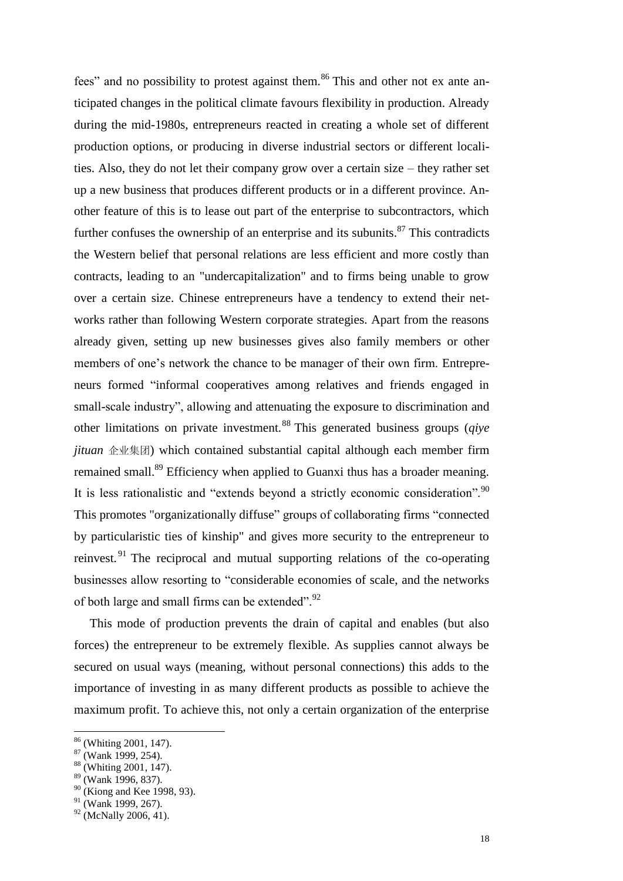fees" and no possibility to protest against them.[86] This and other not ex ante anticipated changes in the political climate favours flexibility in production. Already during the mid-1980s, entrepreneurs reacted in creating a whole set of different production options, or producing in diverse industrial sectors or different localities. Also, they do not let their company grow over a certain size – they rather set up a new business that produces different products or in a different province. Another feature of this is to lease out part of the enterprise to subcontractors, which further confuses the ownership of an enterprise and its subunits.[87] This contradicts the Western belief that personal relations are less efficient and more costly than contracts, leading to an "undercapitalization" and to firms being unable to grow over a certain size. Chinese entrepreneurs have a tendency to extend their networks rather than following Western corporate strategies. Apart from the reasons already given, setting up new businesses gives also family members or other members of one's network the chance to be manager of their own firm. Entrepreneurs formed "informal cooperatives among relatives and friends engaged in small-scale industry", allowing and attenuating the exposure to discrimination and other limitations on private investment.[88] This generated business groups (*qiye jituan* 企业集团) which contained substantial capital although each member firm remained small.[89] Efficiency when applied to Guanxi thus has a broader meaning. It is less rationalistic and "extends beyond a strictly economic consideration".[90] This promotes "organizationally diffuse" groups of collaborating firms "connected by particularistic ties of kinship" and gives more security to the entrepreneur to reinvest.[91] The reciprocal and mutual supporting relations of the co-operating businesses allow resorting to "considerable economies of scale, and the networks of both large and small firms can be extended".[92]

This mode of production prevents the drain of capital and enables (but also forces) the entrepreneur to be extremely flexible. As supplies cannot always be secured on usual ways (meaning, without personal connections) this adds to the importance of investing in as many different products as possible to achieve the maximum profit. To achieve this, not only a certain organization of the enterprise

---

[86] (Whiting 2001, 147).
[87] (Wank 1999, 254).
[88] (Whiting 2001, 147).
[89] (Wank 1996, 837).
[90] (Kiong and Kee 1998, 93).
[91] (Wank 1999, 267).
[92] (McNally 2006, 41).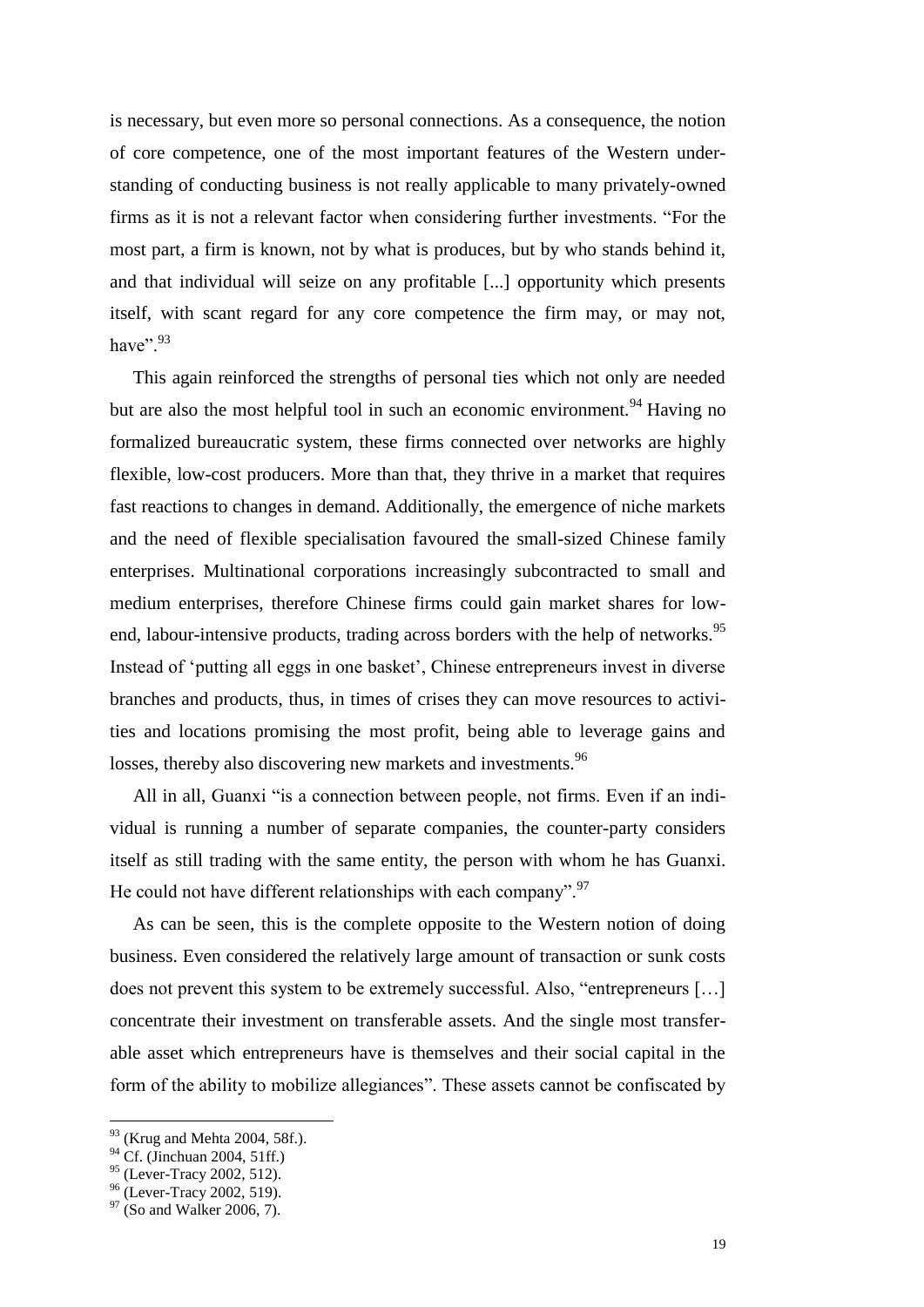is necessary, but even more so personal connections. As a consequence, the notion of core competence, one of the most important features of the Western understanding of conducting business is not really applicable to many privately-owned firms as it is not a relevant factor when considering further investments. "For the most part, a firm is known, not by what is produces, but by who stands behind it, and that individual will seize on any profitable [...] opportunity which presents itself, with scant regard for any core competence the firm may, or may not, have".[93]

This again reinforced the strengths of personal ties which not only are needed but are also the most helpful tool in such an economic environment.[94] Having no formalized bureaucratic system, these firms connected over networks are highly flexible, low-cost producers. More than that, they thrive in a market that requires fast reactions to changes in demand. Additionally, the emergence of niche markets and the need of flexible specialisation favoured the small-sized Chinese family enterprises. Multinational corporations increasingly subcontracted to small and medium enterprises, therefore Chinese firms could gain market shares for low-end, labour-intensive products, trading across borders with the help of networks.[95] Instead of 'putting all eggs in one basket', Chinese entrepreneurs invest in diverse branches and products, thus, in times of crises they can move resources to activities and locations promising the most profit, being able to leverage gains and losses, thereby also discovering new markets and investments.[96]

All in all, Guanxi "is a connection between people, not firms. Even if an individual is running a number of separate companies, the counter-party considers itself as still trading with the same entity, the person with whom he has Guanxi. He could not have different relationships with each company".[97]

As can be seen, this is the complete opposite to the Western notion of doing business. Even considered the relatively large amount of transaction or sunk costs does not prevent this system to be extremely successful. Also, "entrepreneurs […] concentrate their investment on transferable assets. And the single most transferable asset which entrepreneurs have is themselves and their social capital in the form of the ability to mobilize allegiances". These assets cannot be confiscated by

[93] (Krug and Mehta 2004, 58f.).
[94] Cf. (Jinchuan 2004, 51ff.)
[95] (Lever-Tracy 2002, 512).
[96] (Lever-Tracy 2002, 519).
[97] (So and Walker 2006, 7).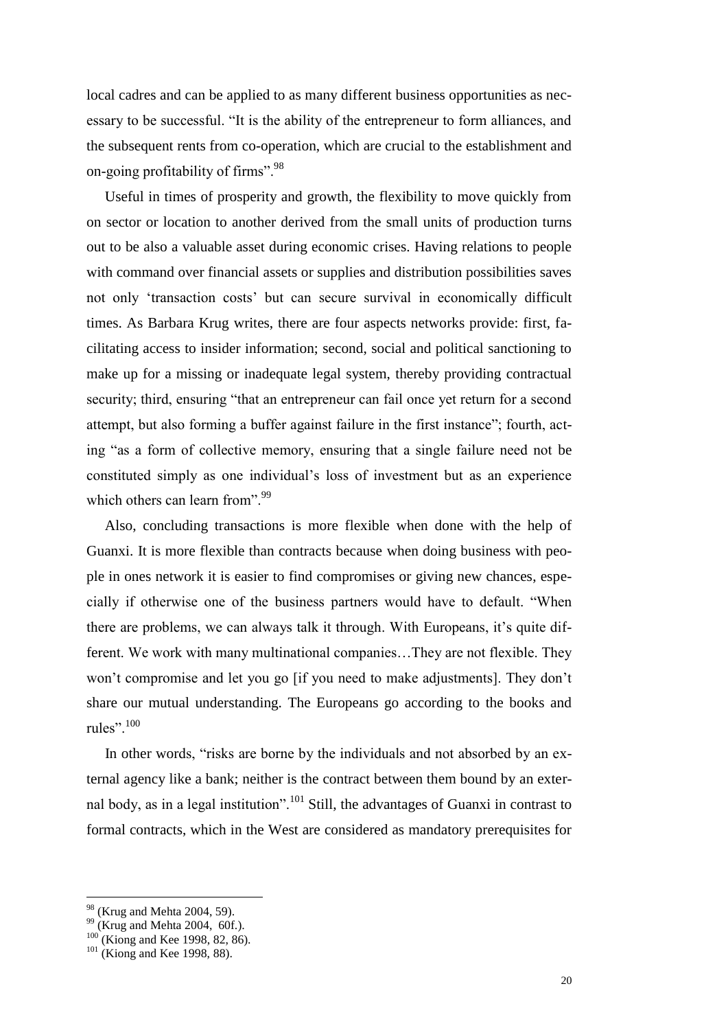local cadres and can be applied to as many different business opportunities as necessary to be successful. "It is the ability of the entrepreneur to form alliances, and the subsequent rents from co-operation, which are crucial to the establishment and on-going profitability of firms".[98]

Useful in times of prosperity and growth, the flexibility to move quickly from on sector or location to another derived from the small units of production turns out to be also a valuable asset during economic crises. Having relations to people with command over financial assets or supplies and distribution possibilities saves not only 'transaction costs' but can secure survival in economically difficult times. As Barbara Krug writes, there are four aspects networks provide: first, facilitating access to insider information; second, social and political sanctioning to make up for a missing or inadequate legal system, thereby providing contractual security; third, ensuring "that an entrepreneur can fail once yet return for a second attempt, but also forming a buffer against failure in the first instance"; fourth, acting "as a form of collective memory, ensuring that a single failure need not be constituted simply as one individual's loss of investment but as an experience which others can learn from".[99]

Also, concluding transactions is more flexible when done with the help of Guanxi. It is more flexible than contracts because when doing business with people in ones network it is easier to find compromises or giving new chances, especially if otherwise one of the business partners would have to default. "When there are problems, we can always talk it through. With Europeans, it's quite different. We work with many multinational companies…They are not flexible. They won't compromise and let you go [if you need to make adjustments]. They don't share our mutual understanding. The Europeans go according to the books and rules".[100]

In other words, "risks are borne by the individuals and not absorbed by an external agency like a bank; neither is the contract between them bound by an external body, as in a legal institution".[101] Still, the advantages of Guanxi in contrast to formal contracts, which in the West are considered as mandatory prerequisites for

---

[98] (Krug and Mehta 2004, 59).

[99] (Krug and Mehta 2004, 60f.).

[100] (Kiong and Kee 1998, 82, 86).

[101] (Kiong and Kee 1998, 88).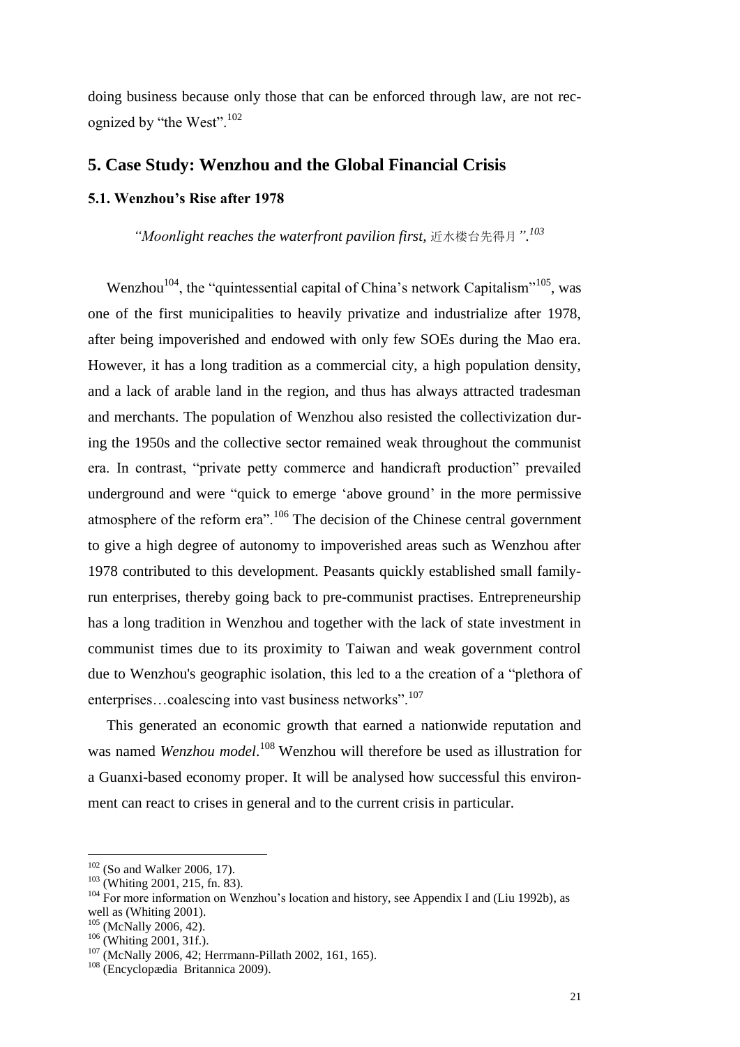doing business because only those that can be enforced through law, are not recognized by "the West".[102]

## 5. Case Study: Wenzhou and the Global Financial Crisis

### 5.1. Wenzhou's Rise after 1978

*"Moonlight reaches the waterfront pavilion first,* 近水楼台先得月*".*[103]

Wenzhou[104], the "quintessential capital of China's network Capitalism"[105], was one of the first municipalities to heavily privatize and industrialize after 1978, after being impoverished and endowed with only few SOEs during the Mao era. However, it has a long tradition as a commercial city, a high population density, and a lack of arable land in the region, and thus has always attracted tradesman and merchants. The population of Wenzhou also resisted the collectivization during the 1950s and the collective sector remained weak throughout the communist era. In contrast, "private petty commerce and handicraft production" prevailed underground and were "quick to emerge 'above ground' in the more permissive atmosphere of the reform era".[106] The decision of the Chinese central government to give a high degree of autonomy to impoverished areas such as Wenzhou after 1978 contributed to this development. Peasants quickly established small family-run enterprises, thereby going back to pre-communist practises. Entrepreneurship has a long tradition in Wenzhou and together with the lack of state investment in communist times due to its proximity to Taiwan and weak government control due to Wenzhou's geographic isolation, this led to a the creation of a "plethora of enterprises…coalescing into vast business networks".[107]

This generated an economic growth that earned a nationwide reputation and was named *Wenzhou model*.[108] Wenzhou will therefore be used as illustration for a Guanxi-based economy proper. It will be analysed how successful this environment can react to crises in general and to the current crisis in particular.

---

[102] (So and Walker 2006, 17).

[103] (Whiting 2001, 215, fn. 83).

[104] For more information on Wenzhou's location and history, see Appendix I and (Liu 1992b), as well as (Whiting 2001).

[105] (McNally 2006, 42).

[106] (Whiting 2001, 31f.).

[107] (McNally 2006, 42; Herrmann-Pillath 2002, 161, 165).

[108] (Encyclopædia Britannica 2009).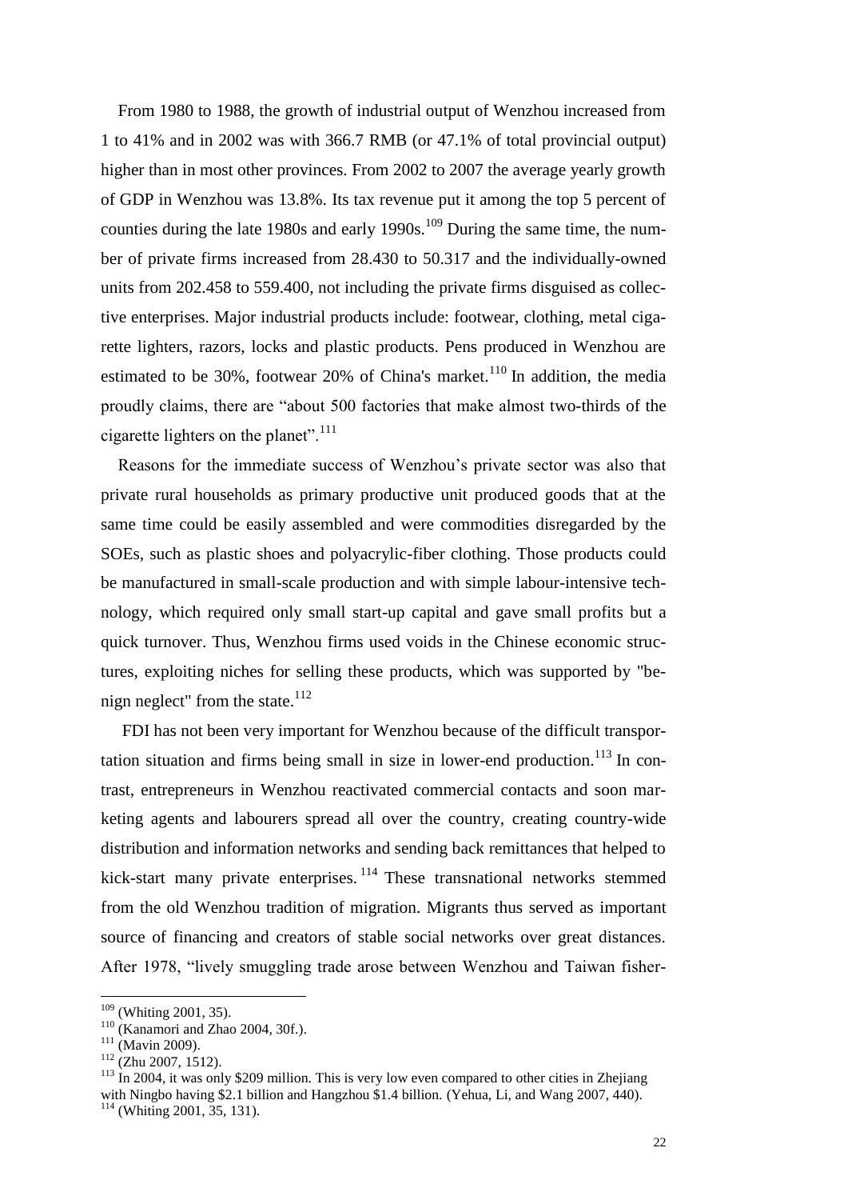From 1980 to 1988, the growth of industrial output of Wenzhou increased from 1 to 41% and in 2002 was with 366.7 RMB (or 47.1% of total provincial output) higher than in most other provinces. From 2002 to 2007 the average yearly growth of GDP in Wenzhou was 13.8%. Its tax revenue put it among the top 5 percent of counties during the late 1980s and early 1990s.[109] During the same time, the number of private firms increased from 28.430 to 50.317 and the individually-owned units from 202.458 to 559.400, not including the private firms disguised as collective enterprises. Major industrial products include: footwear, clothing, metal cigarette lighters, razors, locks and plastic products. Pens produced in Wenzhou are estimated to be 30%, footwear 20% of China's market.[110] In addition, the media proudly claims, there are "about 500 factories that make almost two-thirds of the cigarette lighters on the planet".[111]

Reasons for the immediate success of Wenzhou's private sector was also that private rural households as primary productive unit produced goods that at the same time could be easily assembled and were commodities disregarded by the SOEs, such as plastic shoes and polyacrylic-fiber clothing. Those products could be manufactured in small-scale production and with simple labour-intensive technology, which required only small start-up capital and gave small profits but a quick turnover. Thus, Wenzhou firms used voids in the Chinese economic structures, exploiting niches for selling these products, which was supported by "benign neglect" from the state.[112]

FDI has not been very important for Wenzhou because of the difficult transportation situation and firms being small in size in lower-end production.[113] In contrast, entrepreneurs in Wenzhou reactivated commercial contacts and soon marketing agents and labourers spread all over the country, creating country-wide distribution and information networks and sending back remittances that helped to kick-start many private enterprises.[114] These transnational networks stemmed from the old Wenzhou tradition of migration. Migrants thus served as important source of financing and creators of stable social networks over great distances. After 1978, "lively smuggling trade arose between Wenzhou and Taiwan fisher-

---

[109] (Whiting 2001, 35).

[110] (Kanamori and Zhao 2004, 30f.).

[111] (Mavin 2009).

[112] (Zhu 2007, 1512).

[113] In 2004, it was only $209 million. This is very low even compared to other cities in Zhejiang with Ningbo having $2.1 billion and Hangzhou $1.4 billion. (Yehua, Li, and Wang 2007, 440).

[114] (Whiting 2001, 35, 131).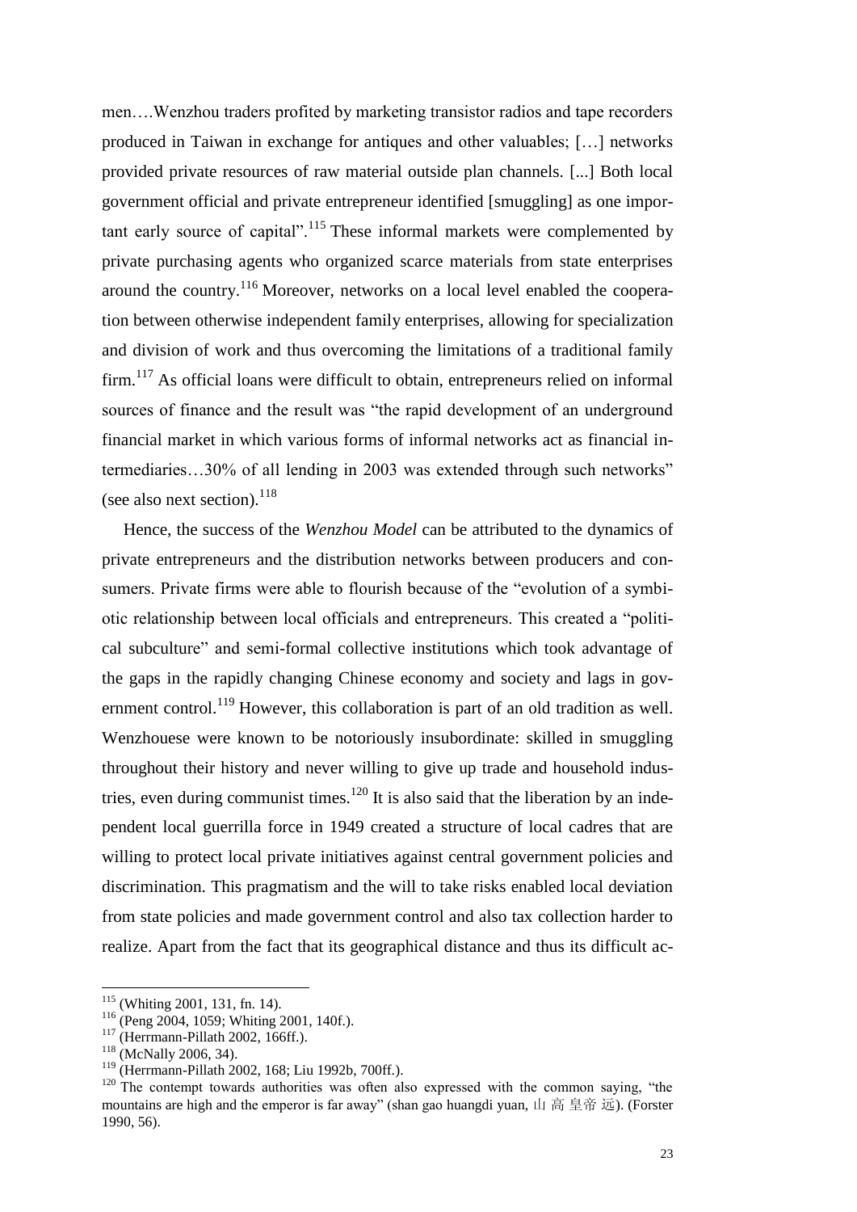men….Wenzhou traders profited by marketing transistor radios and tape recorders produced in Taiwan in exchange for antiques and other valuables; […] networks provided private resources of raw material outside plan channels. [...] Both local government official and private entrepreneur identified [smuggling] as one important early source of capital".[115] These informal markets were complemented by private purchasing agents who organized scarce materials from state enterprises around the country.[116] Moreover, networks on a local level enabled the cooperation between otherwise independent family enterprises, allowing for specialization and division of work and thus overcoming the limitations of a traditional family firm.[117] As official loans were difficult to obtain, entrepreneurs relied on informal sources of finance and the result was "the rapid development of an underground financial market in which various forms of informal networks act as financial intermediaries…30% of all lending in 2003 was extended through such networks" (see also next section).[118]

Hence, the success of the *Wenzhou Model* can be attributed to the dynamics of private entrepreneurs and the distribution networks between producers and consumers. Private firms were able to flourish because of the "evolution of a symbiotic relationship between local officials and entrepreneurs. This created a "political subculture" and semi-formal collective institutions which took advantage of the gaps in the rapidly changing Chinese economy and society and lags in government control.[119] However, this collaboration is part of an old tradition as well. Wenzhouese were known to be notoriously insubordinate: skilled in smuggling throughout their history and never willing to give up trade and household industries, even during communist times.[120] It is also said that the liberation by an independent local guerrilla force in 1949 created a structure of local cadres that are willing to protect local private initiatives against central government policies and discrimination. This pragmatism and the will to take risks enabled local deviation from state policies and made government control and also tax collection harder to realize. Apart from the fact that its geographical distance and thus its difficult ac-

[115] (Whiting 2001, 131, fn. 14).

[116] (Peng 2004, 1059; Whiting 2001, 140f.).

[117] (Herrmann-Pillath 2002, 166ff.).

[118] (McNally 2006, 34).

[119] (Herrmann-Pillath 2002, 168; Liu 1992b, 700ff.).

[120] The contempt towards authorities was often also expressed with the common saying, "the mountains are high and the emperor is far away" (shan gao huangdi yuan, 山 高 皇帝 远). (Forster 1990, 56).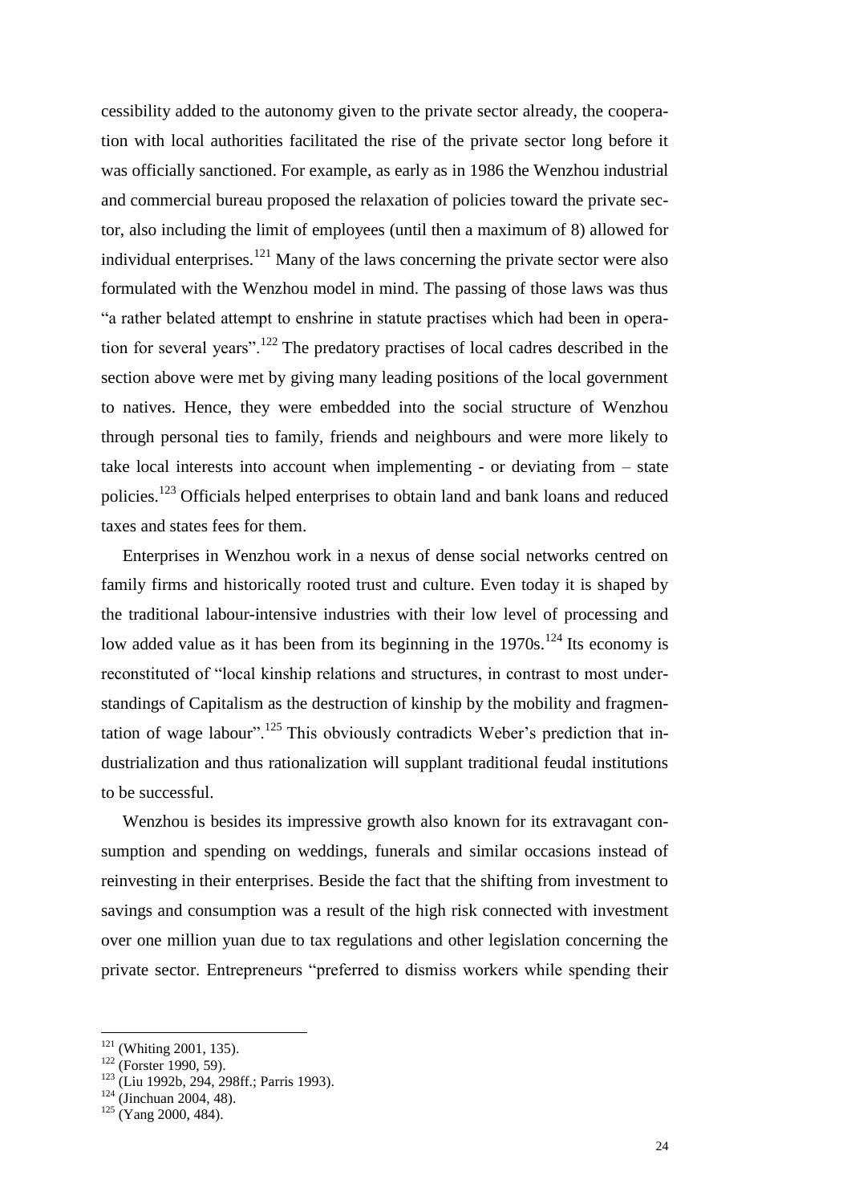cessibility added to the autonomy given to the private sector already, the cooperation with local authorities facilitated the rise of the private sector long before it was officially sanctioned. For example, as early as in 1986 the Wenzhou industrial and commercial bureau proposed the relaxation of policies toward the private sector, also including the limit of employees (until then a maximum of 8) allowed for individual enterprises.[121] Many of the laws concerning the private sector were also formulated with the Wenzhou model in mind. The passing of those laws was thus "a rather belated attempt to enshrine in statute practises which had been in operation for several years".[122] The predatory practises of local cadres described in the section above were met by giving many leading positions of the local government to natives. Hence, they were embedded into the social structure of Wenzhou through personal ties to family, friends and neighbours and were more likely to take local interests into account when implementing - or deviating from – state policies.[123] Officials helped enterprises to obtain land and bank loans and reduced taxes and states fees for them.

Enterprises in Wenzhou work in a nexus of dense social networks centred on family firms and historically rooted trust and culture. Even today it is shaped by the traditional labour-intensive industries with their low level of processing and low added value as it has been from its beginning in the 1970s.[124] Its economy is reconstituted of "local kinship relations and structures, in contrast to most understandings of Capitalism as the destruction of kinship by the mobility and fragmentation of wage labour".[125] This obviously contradicts Weber's prediction that industrialization and thus rationalization will supplant traditional feudal institutions to be successful.

Wenzhou is besides its impressive growth also known for its extravagant consumption and spending on weddings, funerals and similar occasions instead of reinvesting in their enterprises. Beside the fact that the shifting from investment to savings and consumption was a result of the high risk connected with investment over one million yuan due to tax regulations and other legislation concerning the private sector. Entrepreneurs "preferred to dismiss workers while spending their

---

[121] (Whiting 2001, 135).

[122] (Forster 1990, 59).

[123] (Liu 1992b, 294, 298ff.; Parris 1993).

[124] (Jinchuan 2004, 48).

[125] (Yang 2000, 484).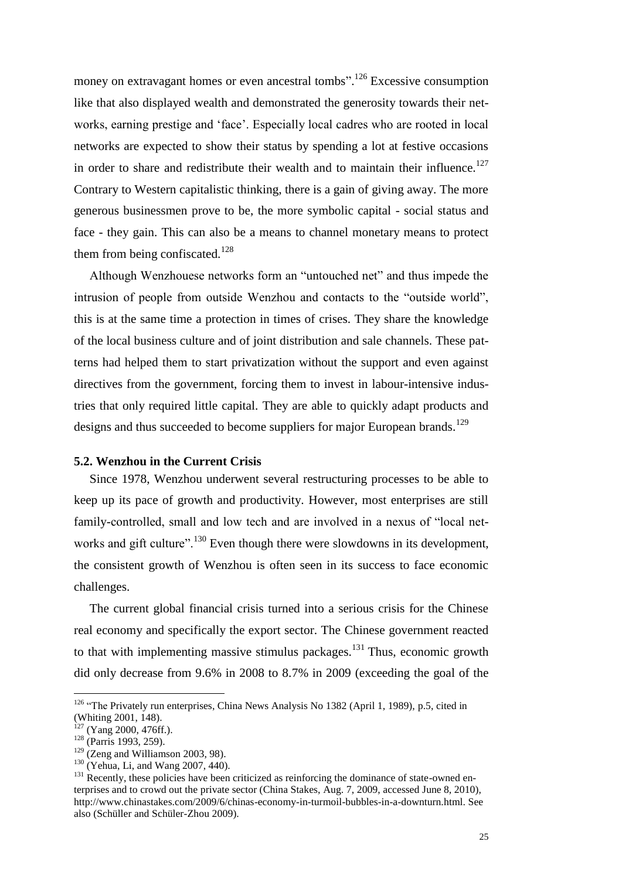money on extravagant homes or even ancestral tombs".[126] Excessive consumption like that also displayed wealth and demonstrated the generosity towards their networks, earning prestige and 'face'. Especially local cadres who are rooted in local networks are expected to show their status by spending a lot at festive occasions in order to share and redistribute their wealth and to maintain their influence.[127] Contrary to Western capitalistic thinking, there is a gain of giving away. The more generous businessmen prove to be, the more symbolic capital - social status and face - they gain. This can also be a means to channel monetary means to protect them from being confiscated.[128]

Although Wenzhouese networks form an "untouched net" and thus impede the intrusion of people from outside Wenzhou and contacts to the "outside world", this is at the same time a protection in times of crises. They share the knowledge of the local business culture and of joint distribution and sale channels. These patterns had helped them to start privatization without the support and even against directives from the government, forcing them to invest in labour-intensive industries that only required little capital. They are able to quickly adapt products and designs and thus succeeded to become suppliers for major European brands.[129]

### 5.2. Wenzhou in the Current Crisis

Since 1978, Wenzhou underwent several restructuring processes to be able to keep up its pace of growth and productivity. However, most enterprises are still family-controlled, small and low tech and are involved in a nexus of "local networks and gift culture".[130] Even though there were slowdowns in its development, the consistent growth of Wenzhou is often seen in its success to face economic challenges.

The current global financial crisis turned into a serious crisis for the Chinese real economy and specifically the export sector. The Chinese government reacted to that with implementing massive stimulus packages.[131] Thus, economic growth did only decrease from 9.6% in 2008 to 8.7% in 2009 (exceeding the goal of the

---

[126] "The Privately run enterprises, China News Analysis No 1382 (April 1, 1989), p.5, cited in (Whiting 2001, 148).

[127] (Yang 2000, 476ff.).

[128] (Parris 1993, 259).

[129] (Zeng and Williamson 2003, 98).

[130] (Yehua, Li, and Wang 2007, 440).

[131] Recently, these policies have been criticized as reinforcing the dominance of state-owned enterprises and to crowd out the private sector (China Stakes, Aug. 7, 2009, accessed June 8, 2010), http://www.chinastakes.com/2009/6/chinas-economy-in-turmoil-bubbles-in-a-downturn.html. See also (Schüller and Schüler-Zhou 2009).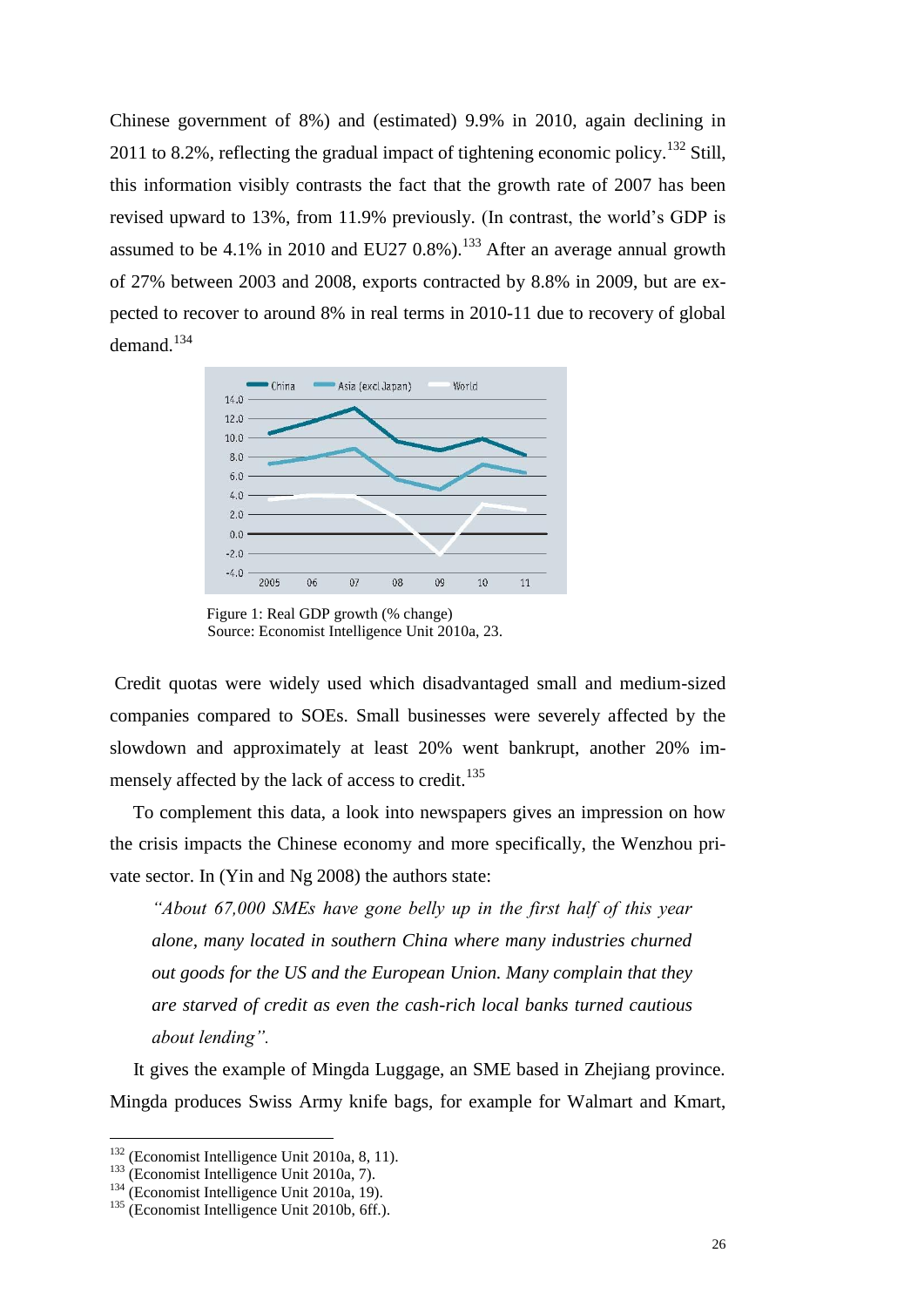Chinese government of 8%) and (estimated) 9.9% in 2010, again declining in 2011 to 8.2%, reflecting the gradual impact of tightening economic policy.[132] Still, this information visibly contrasts the fact that the growth rate of 2007 has been revised upward to 13%, from 11.9% previously. (In contrast, the world's GDP is assumed to be 4.1% in 2010 and EU27 0.8%).[133] After an average annual growth of 27% between 2003 and 2008, exports contracted by 8.8% in 2009, but are expected to recover to around 8% in real terms in 2010-11 due to recovery of global demand.[134]

Figure 1: Real GDP growth (% change)
Source: Economist Intelligence Unit 2010a, 23.

Credit quotas were widely used which disadvantaged small and medium-sized companies compared to SOEs. Small businesses were severely affected by the slowdown and approximately at least 20% went bankrupt, another 20% immensely affected by the lack of access to credit.[135]

To complement this data, a look into newspapers gives an impression on how the crisis impacts the Chinese economy and more specifically, the Wenzhou private sector. In (Yin and Ng 2008) the authors state:

> *"About 67,000 SMEs have gone belly up in the first half of this year alone, many located in southern China where many industries churned out goods for the US and the European Union. Many complain that they are starved of credit as even the cash-rich local banks turned cautious about lending".*

It gives the example of Mingda Luggage, an SME based in Zhejiang province. Mingda produces Swiss Army knife bags, for example for Walmart and Kmart,

---

[132] (Economist Intelligence Unit 2010a, 8, 11).
[133] (Economist Intelligence Unit 2010a, 7).
[134] (Economist Intelligence Unit 2010a, 19).
[135] (Economist Intelligence Unit 2010b, 6ff.).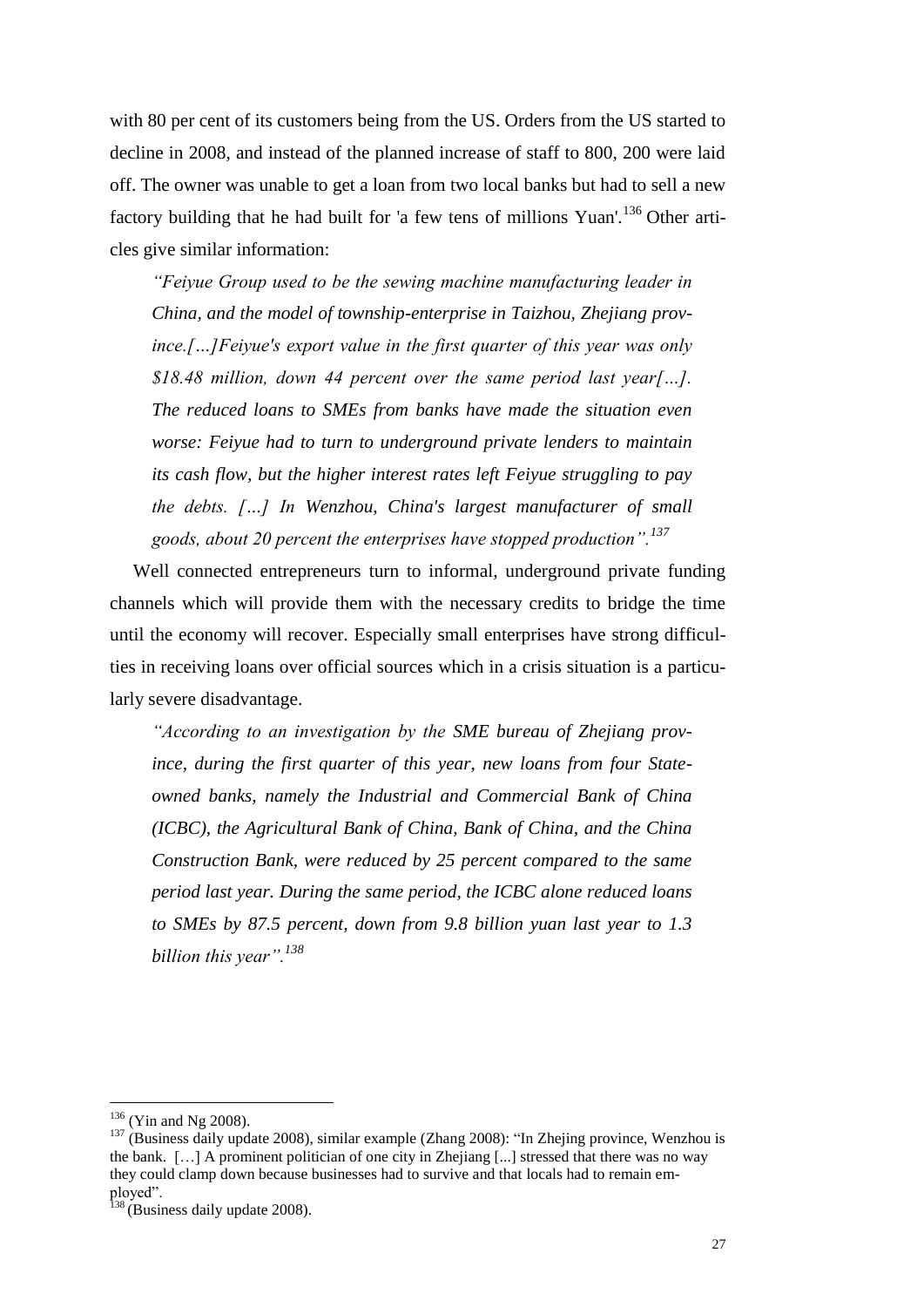with 80 per cent of its customers being from the US. Orders from the US started to decline in 2008, and instead of the planned increase of staff to 800, 200 were laid off. The owner was unable to get a loan from two local banks but had to sell a new factory building that he had built for 'a few tens of millions Yuan'.[136] Other articles give similar information:

> *"Feiyue Group used to be the sewing machine manufacturing leader in China, and the model of township-enterprise in Taizhou, Zhejiang province.[…]Feiyue's export value in the first quarter of this year was only $18.48 million, down 44 percent over the same period last year[…]. The reduced loans to SMEs from banks have made the situation even worse: Feiyue had to turn to underground private lenders to maintain its cash flow, but the higher interest rates left Feiyue struggling to pay the debts. […] In Wenzhou, China's largest manufacturer of small goods, about 20 percent the enterprises have stopped production".[137]*

Well connected entrepreneurs turn to informal, underground private funding channels which will provide them with the necessary credits to bridge the time until the economy will recover. Especially small enterprises have strong difficulties in receiving loans over official sources which in a crisis situation is a particularly severe disadvantage.

> *"According to an investigation by the SME bureau of Zhejiang province, during the first quarter of this year, new loans from four State-owned banks, namely the Industrial and Commercial Bank of China (ICBC), the Agricultural Bank of China, Bank of China, and the China Construction Bank, were reduced by 25 percent compared to the same period last year. During the same period, the ICBC alone reduced loans to SMEs by 87.5 percent, down from 9.8 billion yuan last year to 1.3 billion this year".[138]*

---

[136] (Yin and Ng 2008).

[137] (Business daily update 2008), similar example (Zhang 2008): "In Zhejing province, Wenzhou is the bank. […] A prominent politician of one city in Zhejiang [...] stressed that there was no way they could clamp down because businesses had to survive and that locals had to remain employed".

[138] (Business daily update 2008).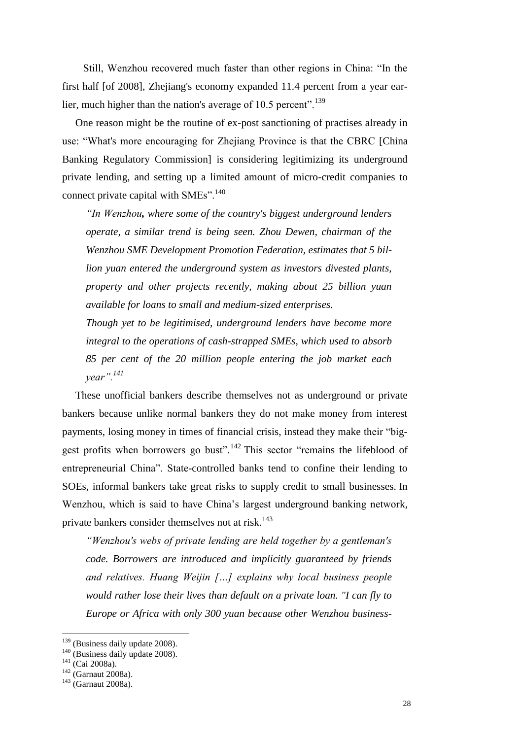Still, Wenzhou recovered much faster than other regions in China: "In the first half [of 2008], Zhejiang's economy expanded 11.4 percent from a year earlier, much higher than the nation's average of 10.5 percent".[139]

One reason might be the routine of ex-post sanctioning of practises already in use: "What's more encouraging for Zhejiang Province is that the CBRC [China Banking Regulatory Commission] is considering legitimizing its underground private lending, and setting up a limited amount of micro-credit companies to connect private capital with SMEs".[140]

> *"In Wenzhou, where some of the country's biggest underground lenders operate, a similar trend is being seen. Zhou Dewen, chairman of the Wenzhou SME Development Promotion Federation, estimates that 5 billion yuan entered the underground system as investors divested plants, property and other projects recently, making about 25 billion yuan available for loans to small and medium-sized enterprises.*
>
> *Though yet to be legitimised, underground lenders have become more integral to the operations of cash-strapped SMEs, which used to absorb 85 per cent of the 20 million people entering the job market each year".[141]*

These unofficial bankers describe themselves not as underground or private bankers because unlike normal bankers they do not make money from interest payments, losing money in times of financial crisis, instead they make their "biggest profits when borrowers go bust".[142] This sector "remains the lifeblood of entrepreneurial China". State-controlled banks tend to confine their lending to SOEs, informal bankers take great risks to supply credit to small businesses. In Wenzhou, which is said to have China's largest underground banking network, private bankers consider themselves not at risk.[143]

> *"Wenzhou's webs of private lending are held together by a gentleman's code. Borrowers are introduced and implicitly guaranteed by friends and relatives. Huang Weijin […] explains why local business people would rather lose their lives than default on a private loan. "I can fly to Europe or Africa with only 300 yuan because other Wenzhou business-*

---

[139] (Business daily update 2008).

[140] (Business daily update 2008).

[141] (Cai 2008a).

[142] (Garnaut 2008a).

[143] (Garnaut 2008a).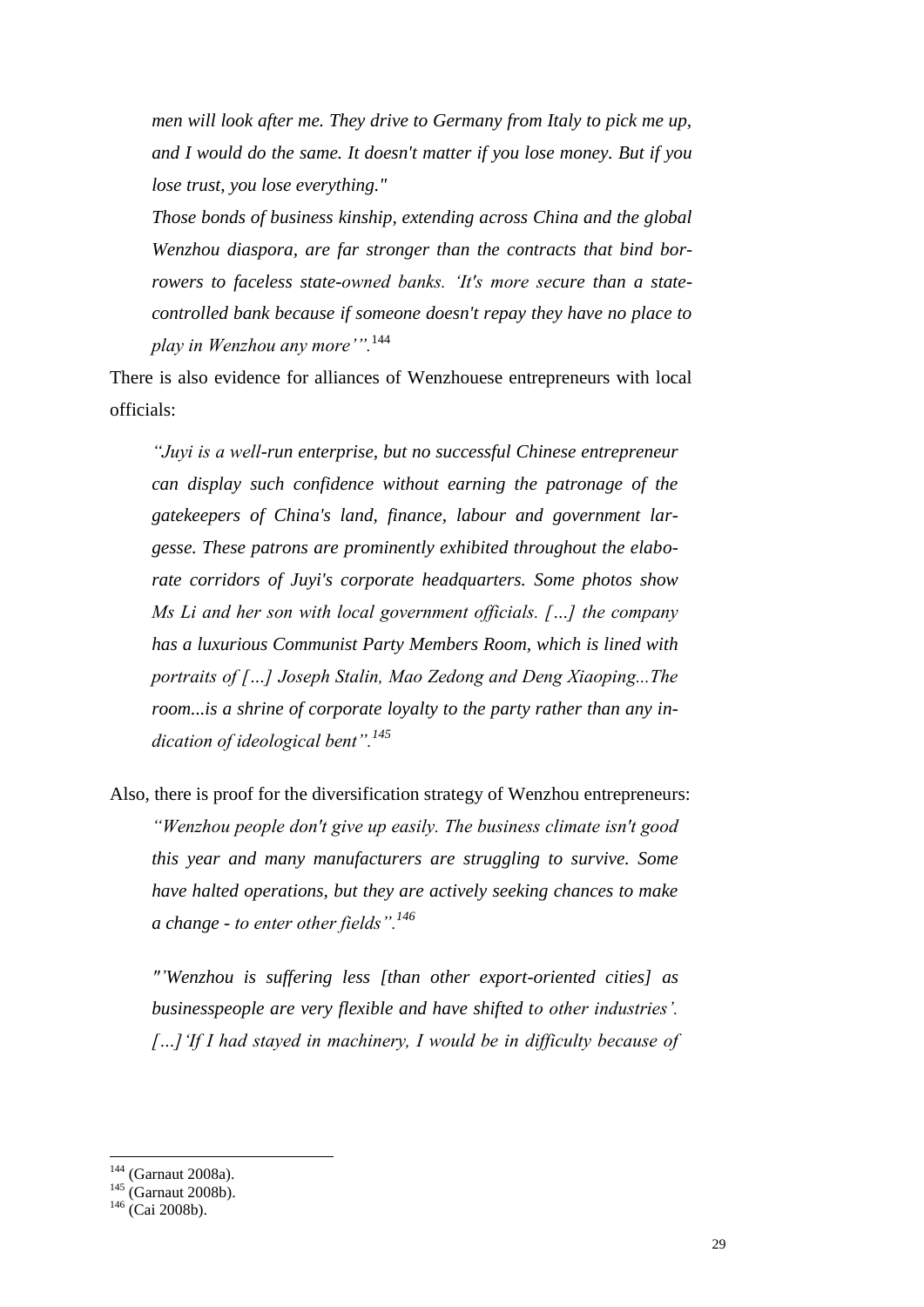*men will look after me. They drive to Germany from Italy to pick me up, and I would do the same. It doesn't matter if you lose money. But if you lose trust, you lose everything."*

*Those bonds of business kinship, extending across China and the global Wenzhou diaspora, are far stronger than the contracts that bind borrowers to faceless state-owned banks. 'It's more secure than a state-controlled bank because if someone doesn't repay they have no place to play in Wenzhou any more'".*[144]

There is also evidence for alliances of Wenzhouese entrepreneurs with local officials:

> *"Juyi is a well-run enterprise, but no successful Chinese entrepreneur can display such confidence without earning the patronage of the gatekeepers of China's land, finance, labour and government largesse. These patrons are prominently exhibited throughout the elaborate corridors of Juyi's corporate headquarters. Some photos show Ms Li and her son with local government officials. […] the company has a luxurious Communist Party Members Room, which is lined with portraits of […] Joseph Stalin, Mao Zedong and Deng Xiaoping...The room...is a shrine of corporate loyalty to the party rather than any indication of ideological bent".*[145]

Also, there is proof for the diversification strategy of Wenzhou entrepreneurs:

> *"Wenzhou people don't give up easily. The business climate isn't good this year and many manufacturers are struggling to survive. Some have halted operations, but they are actively seeking chances to make a change - to enter other fields".*[146]

> *"'Wenzhou is suffering less [than other export-oriented cities] as businesspeople are very flexible and have shifted to other industries'. […]'If I had stayed in machinery, I would be in difficulty because of*

---

[144] (Garnaut 2008a).
[145] (Garnaut 2008b).
[146] (Cai 2008b).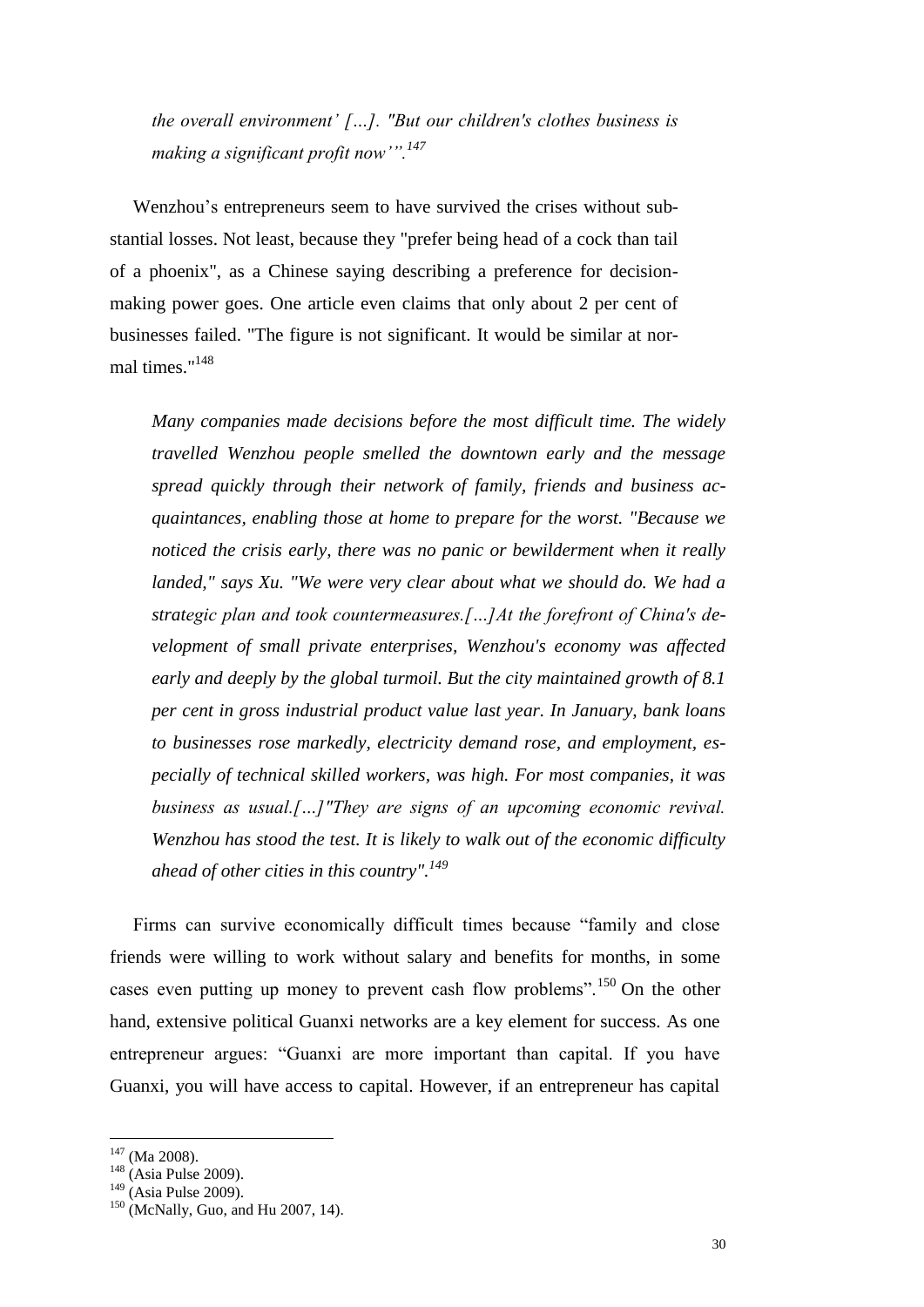*the overall environment' […]. "But our children's clothes business is making a significant profit now'".*[147]

Wenzhou's entrepreneurs seem to have survived the crises without substantial losses. Not least, because they "prefer being head of a cock than tail of a phoenix", as a Chinese saying describing a preference for decision-making power goes. One article even claims that only about 2 per cent of businesses failed. "The figure is not significant. It would be similar at normal times."[148]

*Many companies made decisions before the most difficult time. The widely travelled Wenzhou people smelled the downtown early and the message spread quickly through their network of family, friends and business acquaintances, enabling those at home to prepare for the worst. "Because we noticed the crisis early, there was no panic or bewilderment when it really landed," says Xu. "We were very clear about what we should do. We had a strategic plan and took countermeasures.[…]At the forefront of China's development of small private enterprises, Wenzhou's economy was affected early and deeply by the global turmoil. But the city maintained growth of 8.1 per cent in gross industrial product value last year. In January, bank loans to businesses rose markedly, electricity demand rose, and employment, especially of technical skilled workers, was high. For most companies, it was business as usual.[…]"They are signs of an upcoming economic revival. Wenzhou has stood the test. It is likely to walk out of the economic difficulty ahead of other cities in this country".*[149]

Firms can survive economically difficult times because "family and close friends were willing to work without salary and benefits for months, in some cases even putting up money to prevent cash flow problems".[150] On the other hand, extensive political Guanxi networks are a key element for success. As one entrepreneur argues: "Guanxi are more important than capital. If you have Guanxi, you will have access to capital. However, if an entrepreneur has capital

---

[147] (Ma 2008).
[148] (Asia Pulse 2009).
[149] (Asia Pulse 2009).
[150] (McNally, Guo, and Hu 2007, 14).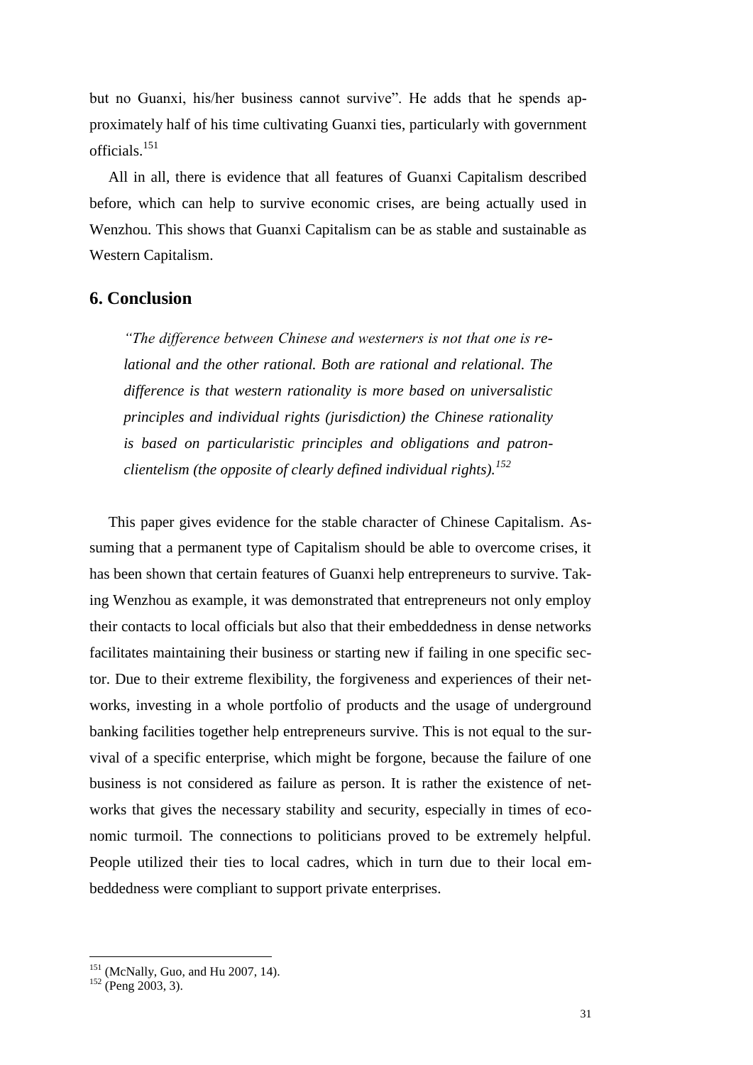but no Guanxi, his/her business cannot survive". He adds that he spends approximately half of his time cultivating Guanxi ties, particularly with government officials.[151]

All in all, there is evidence that all features of Guanxi Capitalism described before, which can help to survive economic crises, are being actually used in Wenzhou. This shows that Guanxi Capitalism can be as stable and sustainable as Western Capitalism.

## 6. Conclusion

> *"The difference between Chinese and westerners is not that one is relational and the other rational. Both are rational and relational. The difference is that western rationality is more based on universalistic principles and individual rights (jurisdiction) the Chinese rationality is based on particularistic principles and obligations and patron-clientelism (the opposite of clearly defined individual rights).*[152]

This paper gives evidence for the stable character of Chinese Capitalism. Assuming that a permanent type of Capitalism should be able to overcome crises, it has been shown that certain features of Guanxi help entrepreneurs to survive. Taking Wenzhou as example, it was demonstrated that entrepreneurs not only employ their contacts to local officials but also that their embeddedness in dense networks facilitates maintaining their business or starting new if failing in one specific sector. Due to their extreme flexibility, the forgiveness and experiences of their networks, investing in a whole portfolio of products and the usage of underground banking facilities together help entrepreneurs survive. This is not equal to the survival of a specific enterprise, which might be forgone, because the failure of one business is not considered as failure as person. It is rather the existence of networks that gives the necessary stability and security, especially in times of economic turmoil. The connections to politicians proved to be extremely helpful. People utilized their ties to local cadres, which in turn due to their local embeddedness were compliant to support private enterprises.

---

[151] (McNally, Guo, and Hu 2007, 14).

[152] (Peng 2003, 3).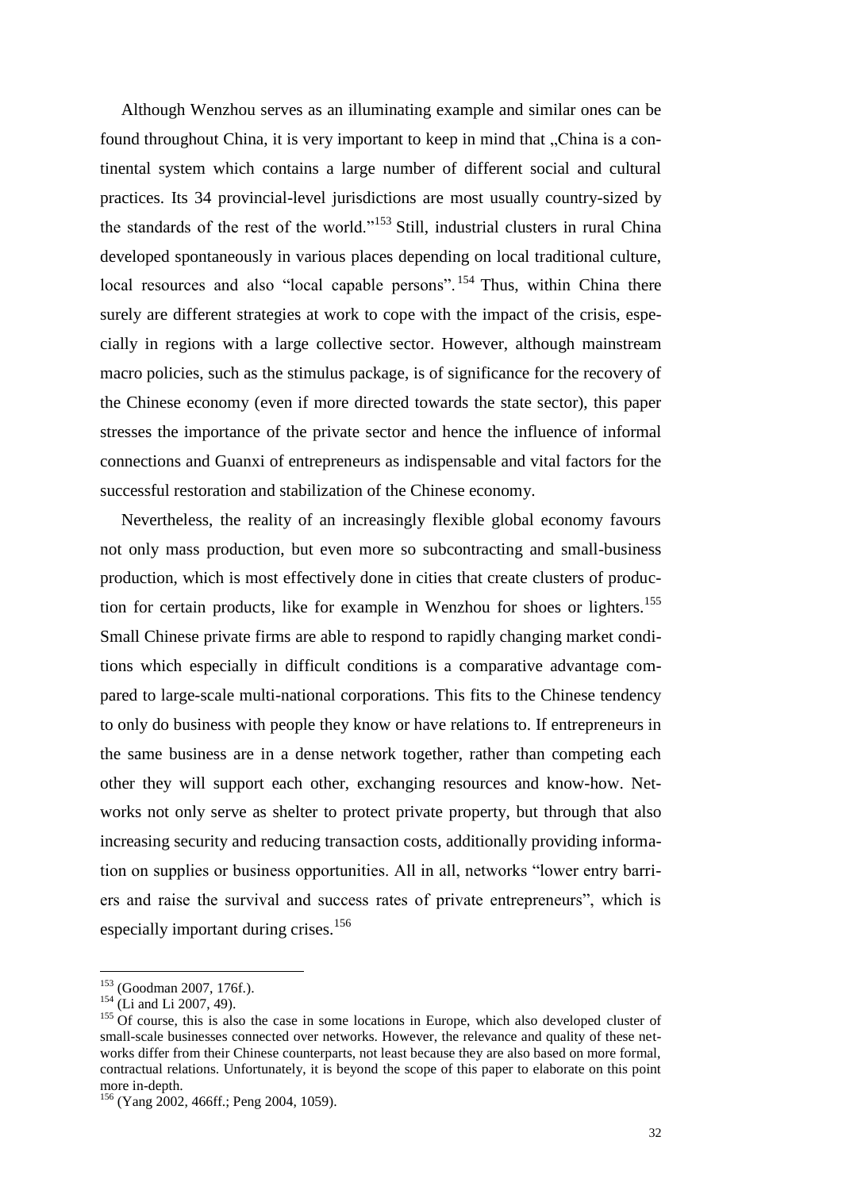Although Wenzhou serves as an illuminating example and similar ones can be found throughout China, it is very important to keep in mind that „China is a continental system which contains a large number of different social and cultural practices. Its 34 provincial-level jurisdictions are most usually country-sized by the standards of the rest of the world."[153] Still, industrial clusters in rural China developed spontaneously in various places depending on local traditional culture, local resources and also "local capable persons".[154] Thus, within China there surely are different strategies at work to cope with the impact of the crisis, especially in regions with a large collective sector. However, although mainstream macro policies, such as the stimulus package, is of significance for the recovery of the Chinese economy (even if more directed towards the state sector), this paper stresses the importance of the private sector and hence the influence of informal connections and Guanxi of entrepreneurs as indispensable and vital factors for the successful restoration and stabilization of the Chinese economy.

Nevertheless, the reality of an increasingly flexible global economy favours not only mass production, but even more so subcontracting and small-business production, which is most effectively done in cities that create clusters of production for certain products, like for example in Wenzhou for shoes or lighters.[155] Small Chinese private firms are able to respond to rapidly changing market conditions which especially in difficult conditions is a comparative advantage compared to large-scale multi-national corporations. This fits to the Chinese tendency to only do business with people they know or have relations to. If entrepreneurs in the same business are in a dense network together, rather than competing each other they will support each other, exchanging resources and know-how. Networks not only serve as shelter to protect private property, but through that also increasing security and reducing transaction costs, additionally providing information on supplies or business opportunities. All in all, networks "lower entry barriers and raise the survival and success rates of private entrepreneurs", which is especially important during crises.[156]

---

[153] (Goodman 2007, 176f.).

[154] (Li and Li 2007, 49).

[155] Of course, this is also the case in some locations in Europe, which also developed cluster of small-scale businesses connected over networks. However, the relevance and quality of these networks differ from their Chinese counterparts, not least because they are also based on more formal, contractual relations. Unfortunately, it is beyond the scope of this paper to elaborate on this point more in-depth.

[156] (Yang 2002, 466ff.; Peng 2004, 1059).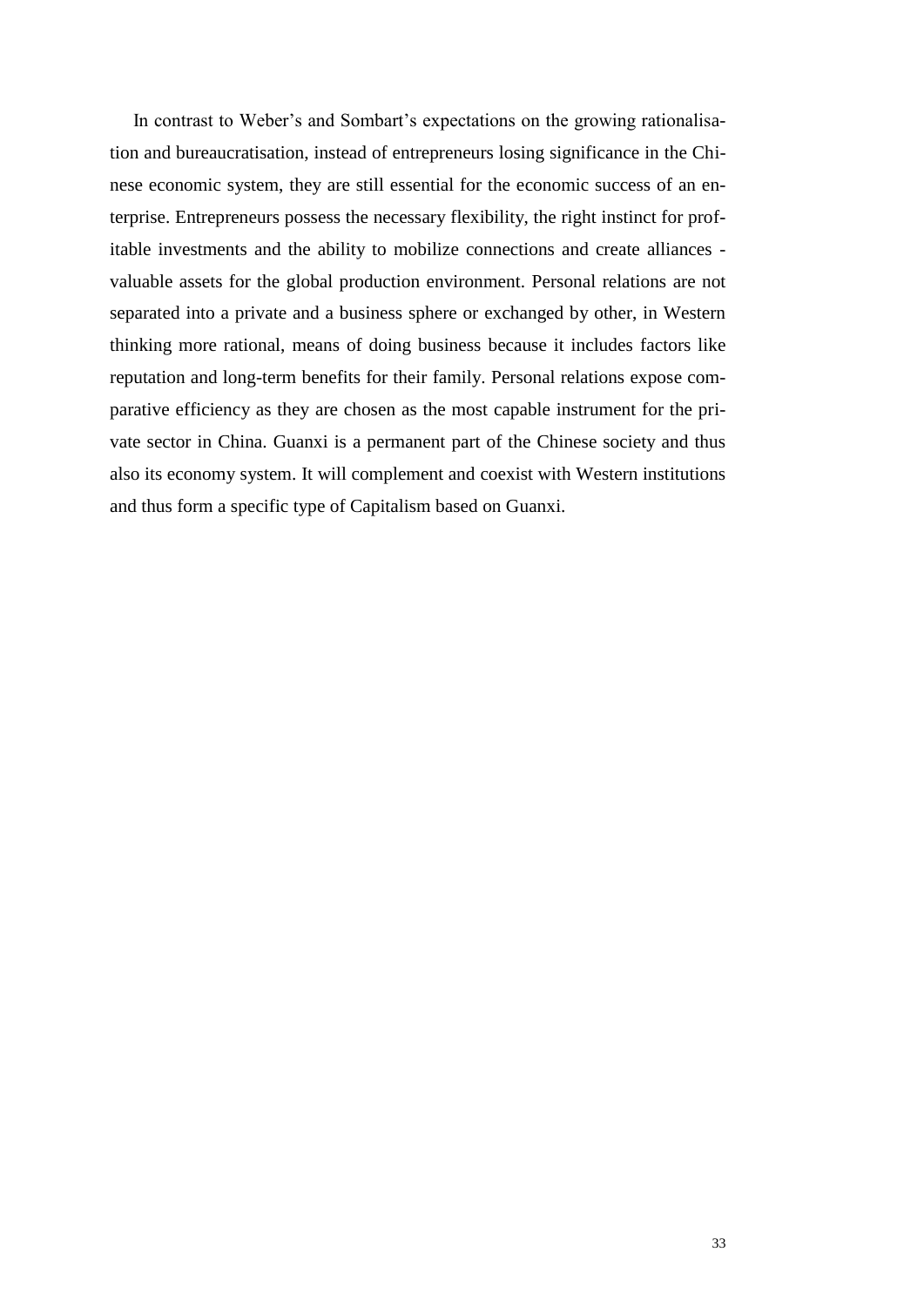In contrast to Weber's and Sombart's expectations on the growing rationalisation and bureaucratisation, instead of entrepreneurs losing significance in the Chinese economic system, they are still essential for the economic success of an enterprise. Entrepreneurs possess the necessary flexibility, the right instinct for profitable investments and the ability to mobilize connections and create alliances - valuable assets for the global production environment. Personal relations are not separated into a private and a business sphere or exchanged by other, in Western thinking more rational, means of doing business because it includes factors like reputation and long-term benefits for their family. Personal relations expose comparative efficiency as they are chosen as the most capable instrument for the private sector in China. Guanxi is a permanent part of the Chinese society and thus also its economy system. It will complement and coexist with Western institutions and thus form a specific type of Capitalism based on Guanxi.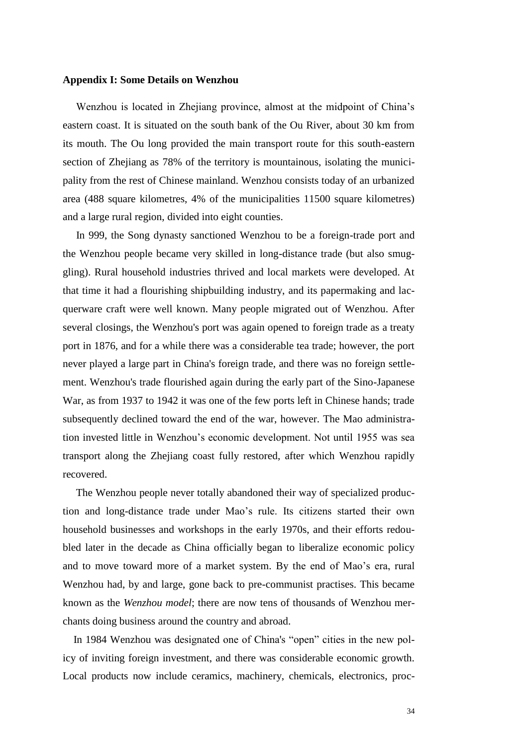**Appendix I: Some Details on Wenzhou**

Wenzhou is located in Zhejiang province, almost at the midpoint of China's eastern coast. It is situated on the south bank of the Ou River, about 30 km from its mouth. The Ou long provided the main transport route for this south-eastern section of Zhejiang as 78% of the territory is mountainous, isolating the municipality from the rest of Chinese mainland. Wenzhou consists today of an urbanized area (488 square kilometres, 4% of the municipalities 11500 square kilometres) and a large rural region, divided into eight counties.

In 999, the Song dynasty sanctioned Wenzhou to be a foreign-trade port and the Wenzhou people became very skilled in long-distance trade (but also smuggling). Rural household industries thrived and local markets were developed. At that time it had a flourishing shipbuilding industry, and its papermaking and lacquerware craft were well known. Many people migrated out of Wenzhou. After several closings, the Wenzhou's port was again opened to foreign trade as a treaty port in 1876, and for a while there was a considerable tea trade; however, the port never played a large part in China's foreign trade, and there was no foreign settlement. Wenzhou's trade flourished again during the early part of the Sino-Japanese War, as from 1937 to 1942 it was one of the few ports left in Chinese hands; trade subsequently declined toward the end of the war, however. The Mao administration invested little in Wenzhou's economic development. Not until 1955 was sea transport along the Zhejiang coast fully restored, after which Wenzhou rapidly recovered.

The Wenzhou people never totally abandoned their way of specialized production and long-distance trade under Mao's rule. Its citizens started their own household businesses and workshops in the early 1970s, and their efforts redoubled later in the decade as China officially began to liberalize economic policy and to move toward more of a market system. By the end of Mao's era, rural Wenzhou had, by and large, gone back to pre-communist practises. This became known as the *Wenzhou model*; there are now tens of thousands of Wenzhou merchants doing business around the country and abroad.

In 1984 Wenzhou was designated one of China's "open" cities in the new policy of inviting foreign investment, and there was considerable economic growth. Local products now include ceramics, machinery, chemicals, electronics, proc-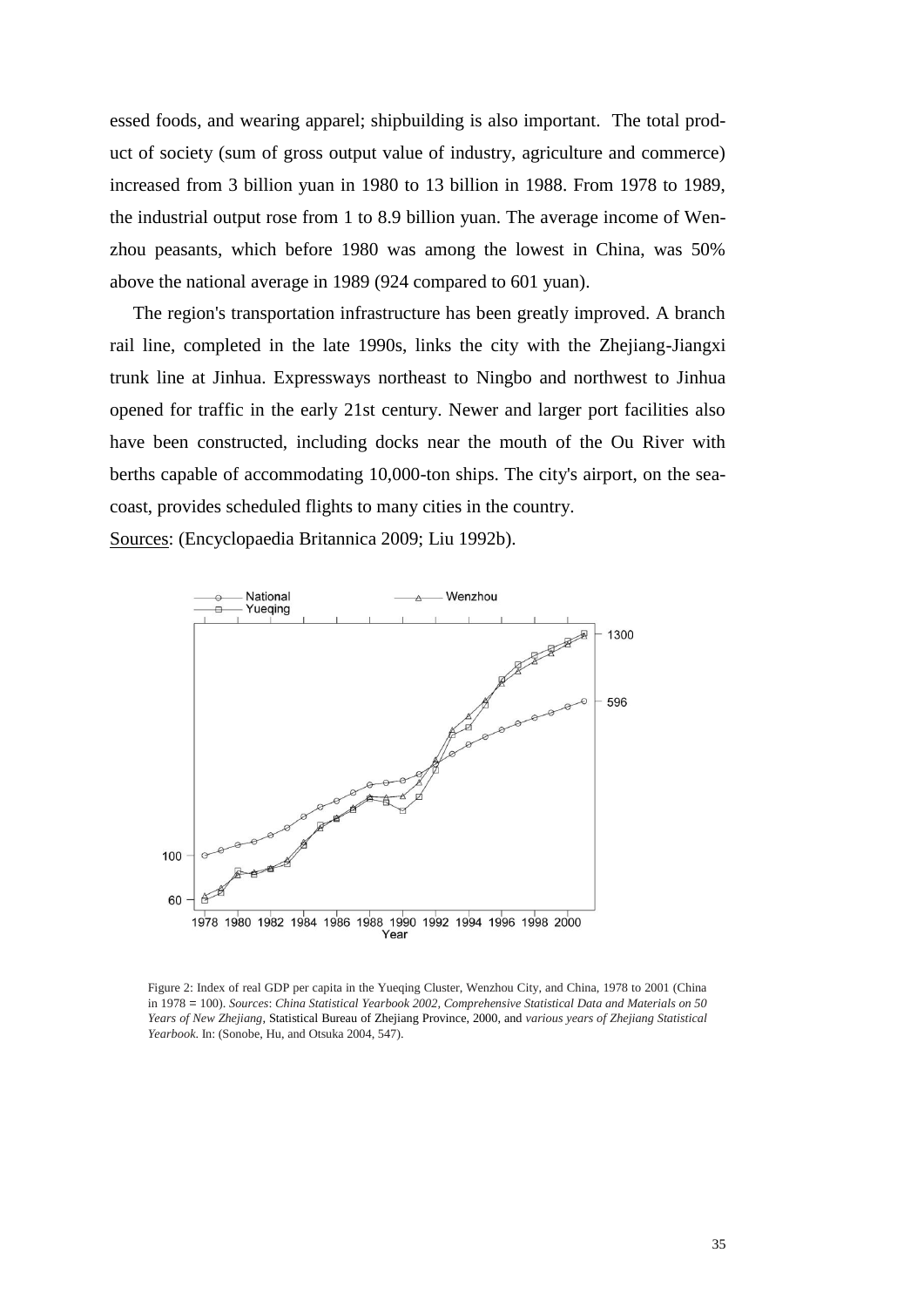essed foods, and wearing apparel; shipbuilding is also important. The total product of society (sum of gross output value of industry, agriculture and commerce) increased from 3 billion yuan in 1980 to 13 billion in 1988. From 1978 to 1989, the industrial output rose from 1 to 8.9 billion yuan. The average income of Wenzhou peasants, which before 1980 was among the lowest in China, was 50% above the national average in 1989 (924 compared to 601 yuan).

The region's transportation infrastructure has been greatly improved. A branch rail line, completed in the late 1990s, links the city with the Zhejiang-Jiangxi trunk line at Jinhua. Expressways northeast to Ningbo and northwest to Jinhua opened for traffic in the early 21st century. Newer and larger port facilities also have been constructed, including docks near the mouth of the Ou River with berths capable of accommodating 10,000-ton ships. The city's airport, on the seacoast, provides scheduled flights to many cities in the country.

Sources: (Encyclopaedia Britannica 2009; Liu 1992b).

Figure 2: Index of real GDP per capita in the Yueqing Cluster, Wenzhou City, and China, 1978 to 2001 (China in 1978 = 100). *Sources*: *China Statistical Yearbook 2002*, *Comprehensive Statistical Data and Materials on 50 Years of New Zhejiang*, Statistical Bureau of Zhejiang Province, 2000, and *various years of Zhejiang Statistical Yearbook*. In: (Sonobe, Hu, and Otsuka 2004, 547).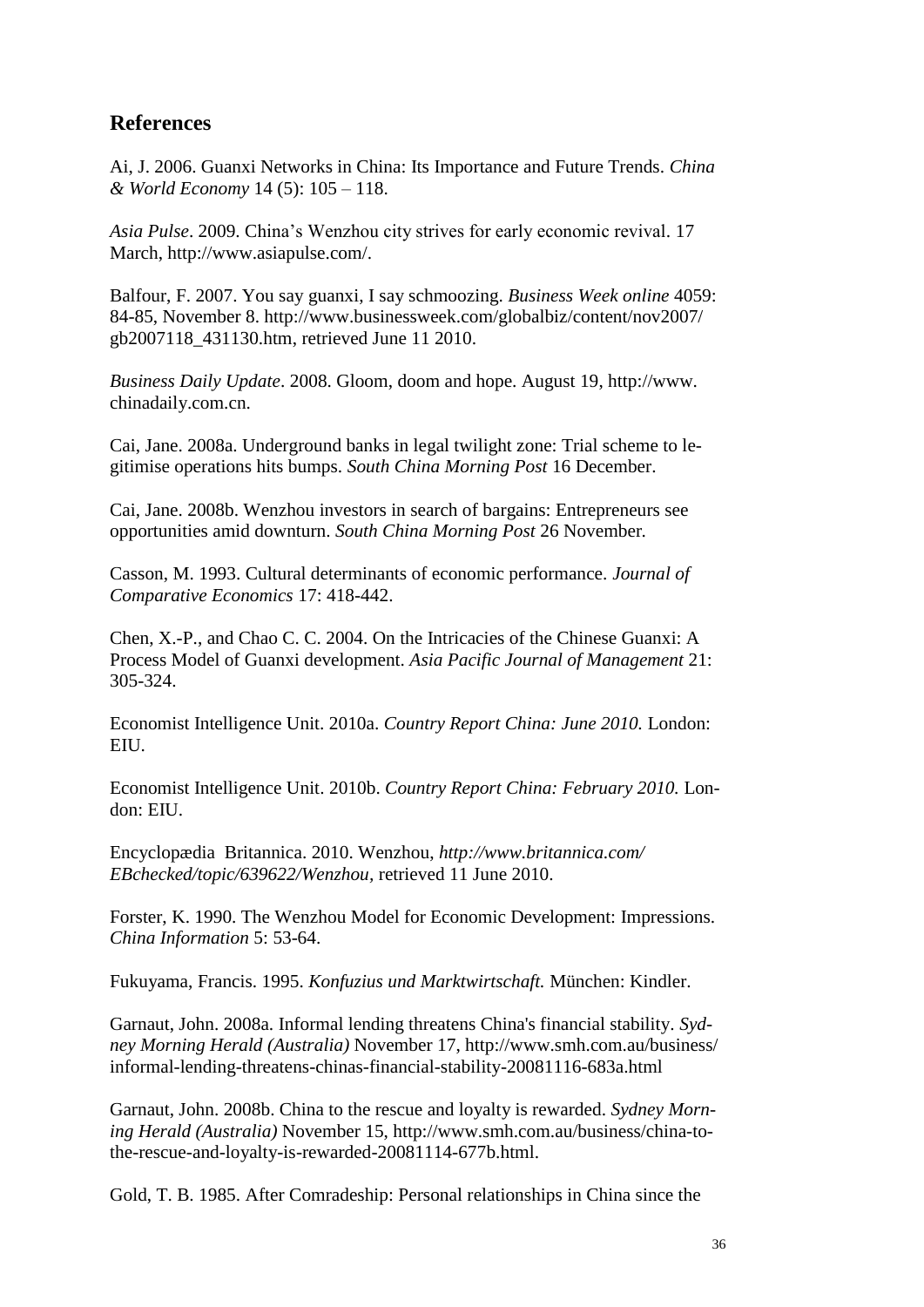## References

Ai, J. 2006. Guanxi Networks in China: Its Importance and Future Trends. *China & World Economy* 14 (5): 105 – 118.

*Asia Pulse*. 2009. China's Wenzhou city strives for early economic revival. 17 March, http://www.asiapulse.com/.

Balfour, F. 2007. You say guanxi, I say schmoozing. *Business Week online* 4059: 84-85, November 8. http://www.businessweek.com/globalbiz/content/nov2007/gb2007118_431130.htm, retrieved June 11 2010.

*Business Daily Update*. 2008. Gloom, doom and hope. August 19, http://www.chinadaily.com.cn.

Cai, Jane. 2008a. Underground banks in legal twilight zone: Trial scheme to legitimise operations hits bumps. *South China Morning Post* 16 December.

Cai, Jane. 2008b. Wenzhou investors in search of bargains: Entrepreneurs see opportunities amid downturn. *South China Morning Post* 26 November.

Casson, M. 1993. Cultural determinants of economic performance. *Journal of Comparative Economics* 17: 418-442.

Chen, X.-P., and Chao C. C. 2004. On the Intricacies of the Chinese Guanxi: A Process Model of Guanxi development. *Asia Pacific Journal of Management* 21: 305-324.

Economist Intelligence Unit. 2010a. *Country Report China: June 2010.* London: EIU.

Economist Intelligence Unit. 2010b. *Country Report China: February 2010.* London: EIU.

Encyclopædia Britannica. 2010. Wenzhou, *http://www.britannica.com/EBchecked/topic/639622/Wenzhou,* retrieved 11 June 2010.

Forster, K. 1990. The Wenzhou Model for Economic Development: Impressions. *China Information* 5: 53-64.

Fukuyama, Francis. 1995. *Konfuzius und Marktwirtschaft.* München: Kindler.

Garnaut, John. 2008a. Informal lending threatens China's financial stability. *Sydney Morning Herald (Australia)* November 17, http://www.smh.com.au/business/informal-lending-threatens-chinas-financial-stability-20081116-683a.html

Garnaut, John. 2008b. China to the rescue and loyalty is rewarded. *Sydney Morning Herald (Australia)* November 15, http://www.smh.com.au/business/china-to-the-rescue-and-loyalty-is-rewarded-20081114-677b.html.

Gold, T. B. 1985. After Comradeship: Personal relationships in China since the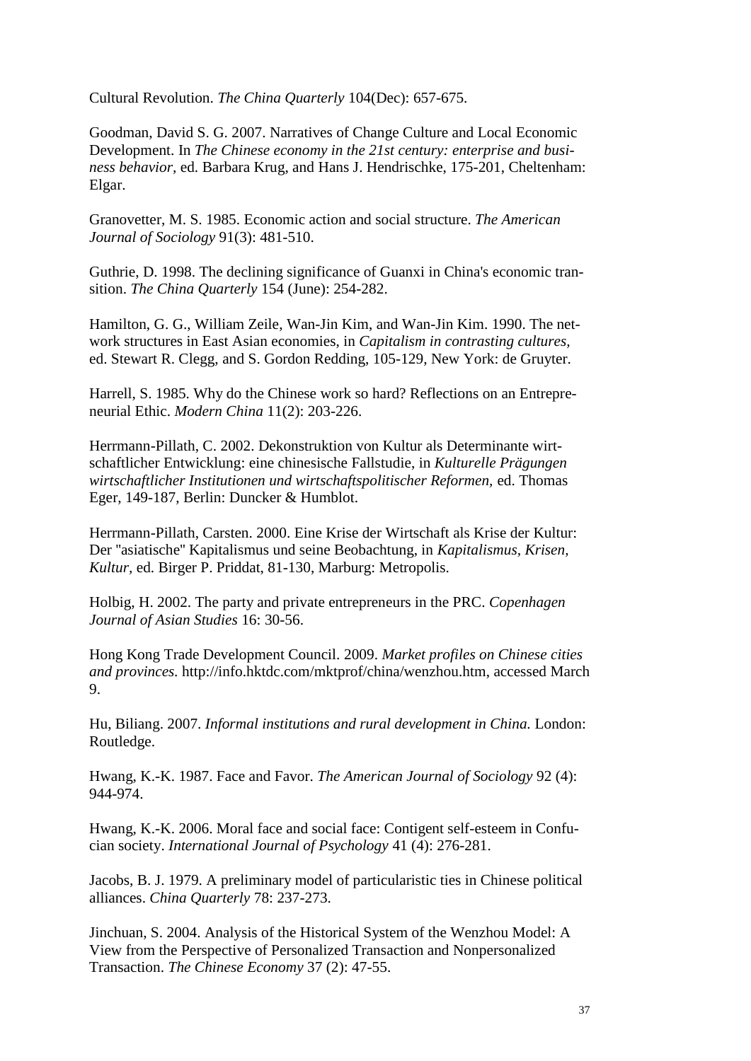Cultural Revolution. *The China Quarterly* 104(Dec): 657-675.

Goodman, David S. G. 2007. Narratives of Change Culture and Local Economic Development. In *The Chinese economy in the 21st century: enterprise and business behavior,* ed. Barbara Krug, and Hans J. Hendrischke, 175-201, Cheltenham: Elgar.

Granovetter, M. S. 1985. Economic action and social structure. *The American Journal of Sociology* 91(3): 481-510.

Guthrie, D. 1998. The declining significance of Guanxi in China's economic transition. *The China Quarterly* 154 (June): 254-282.

Hamilton, G. G., William Zeile, Wan-Jin Kim, and Wan-Jin Kim. 1990. The network structures in East Asian economies, in *Capitalism in contrasting cultures,* ed. Stewart R. Clegg, and S. Gordon Redding, 105-129, New York: de Gruyter.

Harrell, S. 1985. Why do the Chinese work so hard? Reflections on an Entrepreneurial Ethic. *Modern China* 11(2): 203-226.

Herrmann-Pillath, C. 2002. Dekonstruktion von Kultur als Determinante wirtschaftlicher Entwicklung: eine chinesische Fallstudie, in *Kulturelle Prägungen wirtschaftlicher Institutionen und wirtschaftspolitischer Reformen,* ed. Thomas Eger, 149-187, Berlin: Duncker & Humblot.

Herrmann-Pillath, Carsten. 2000. Eine Krise der Wirtschaft als Krise der Kultur: Der "asiatische" Kapitalismus und seine Beobachtung, in *Kapitalismus, Krisen, Kultur,* ed. Birger P. Priddat, 81-130, Marburg: Metropolis.

Holbig, H. 2002. The party and private entrepreneurs in the PRC. *Copenhagen Journal of Asian Studies* 16: 30-56.

Hong Kong Trade Development Council. 2009. *Market profiles on Chinese cities and provinces.* http://info.hktdc.com/mktprof/china/wenzhou.htm, accessed March 9.

Hu, Biliang. 2007. *Informal institutions and rural development in China.* London: Routledge.

Hwang, K.-K. 1987. Face and Favor. *The American Journal of Sociology* 92 (4): 944-974.

Hwang, K.-K. 2006. Moral face and social face: Contigent self-esteem in Confucian society. *International Journal of Psychology* 41 (4): 276-281.

Jacobs, B. J. 1979. A preliminary model of particularistic ties in Chinese political alliances. *China Quarterly* 78: 237-273.

Jinchuan, S. 2004. Analysis of the Historical System of the Wenzhou Model: A View from the Perspective of Personalized Transaction and Nonpersonalized Transaction. *The Chinese Economy* 37 (2): 47-55.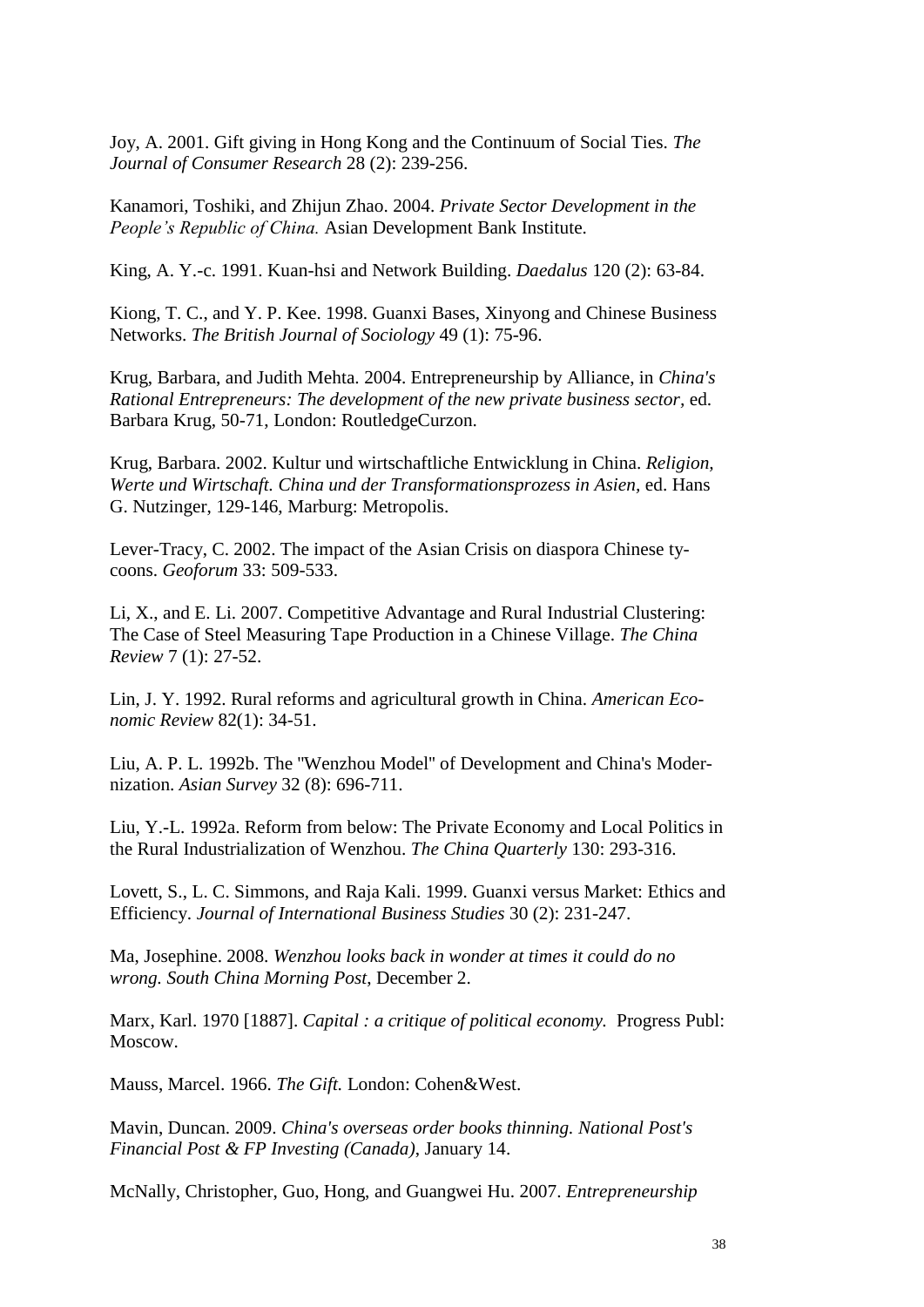Joy, A. 2001. Gift giving in Hong Kong and the Continuum of Social Ties. *The Journal of Consumer Research* 28 (2): 239-256.

Kanamori, Toshiki, and Zhijun Zhao. 2004. *Private Sector Development in the People's Republic of China.* Asian Development Bank Institute.

King, A. Y.-c. 1991. Kuan-hsi and Network Building. *Daedalus* 120 (2): 63-84.

Kiong, T. C., and Y. P. Kee. 1998. Guanxi Bases, Xinyong and Chinese Business Networks. *The British Journal of Sociology* 49 (1): 75-96.

Krug, Barbara, and Judith Mehta. 2004. Entrepreneurship by Alliance, in *China's Rational Entrepreneurs: The development of the new private business sector*, ed. Barbara Krug, 50-71, London: RoutledgeCurzon.

Krug, Barbara. 2002. Kultur und wirtschaftliche Entwicklung in China. *Religion, Werte und Wirtschaft. China und der Transformationsprozess in Asien*, ed. Hans G. Nutzinger, 129-146, Marburg: Metropolis.

Lever-Tracy, C. 2002. The impact of the Asian Crisis on diaspora Chinese tycoons. *Geoforum* 33: 509-533.

Li, X., and E. Li. 2007. Competitive Advantage and Rural Industrial Clustering: The Case of Steel Measuring Tape Production in a Chinese Village. *The China Review* 7 (1): 27-52.

Lin, J. Y. 1992. Rural reforms and agricultural growth in China. *American Economic Review* 82(1): 34-51.

Liu, A. P. L. 1992b. The "Wenzhou Model" of Development and China's Modernization. *Asian Survey* 32 (8): 696-711.

Liu, Y.-L. 1992a. Reform from below: The Private Economy and Local Politics in the Rural Industrialization of Wenzhou. *The China Quarterly* 130: 293-316.

Lovett, S., L. C. Simmons, and Raja Kali. 1999. Guanxi versus Market: Ethics and Efficiency. *Journal of International Business Studies* 30 (2): 231-247.

Ma, Josephine. 2008. *Wenzhou looks back in wonder at times it could do no wrong. South China Morning Post*, December 2.

Marx, Karl. 1970 [1887]. *Capital : a critique of political economy.* Progress Publ: Moscow.

Mauss, Marcel. 1966. *The Gift.* London: Cohen&West.

Mavin, Duncan. 2009. *China's overseas order books thinning. National Post's Financial Post & FP Investing (Canada)*, January 14.

McNally, Christopher, Guo, Hong, and Guangwei Hu. 2007. *Entrepreneurship*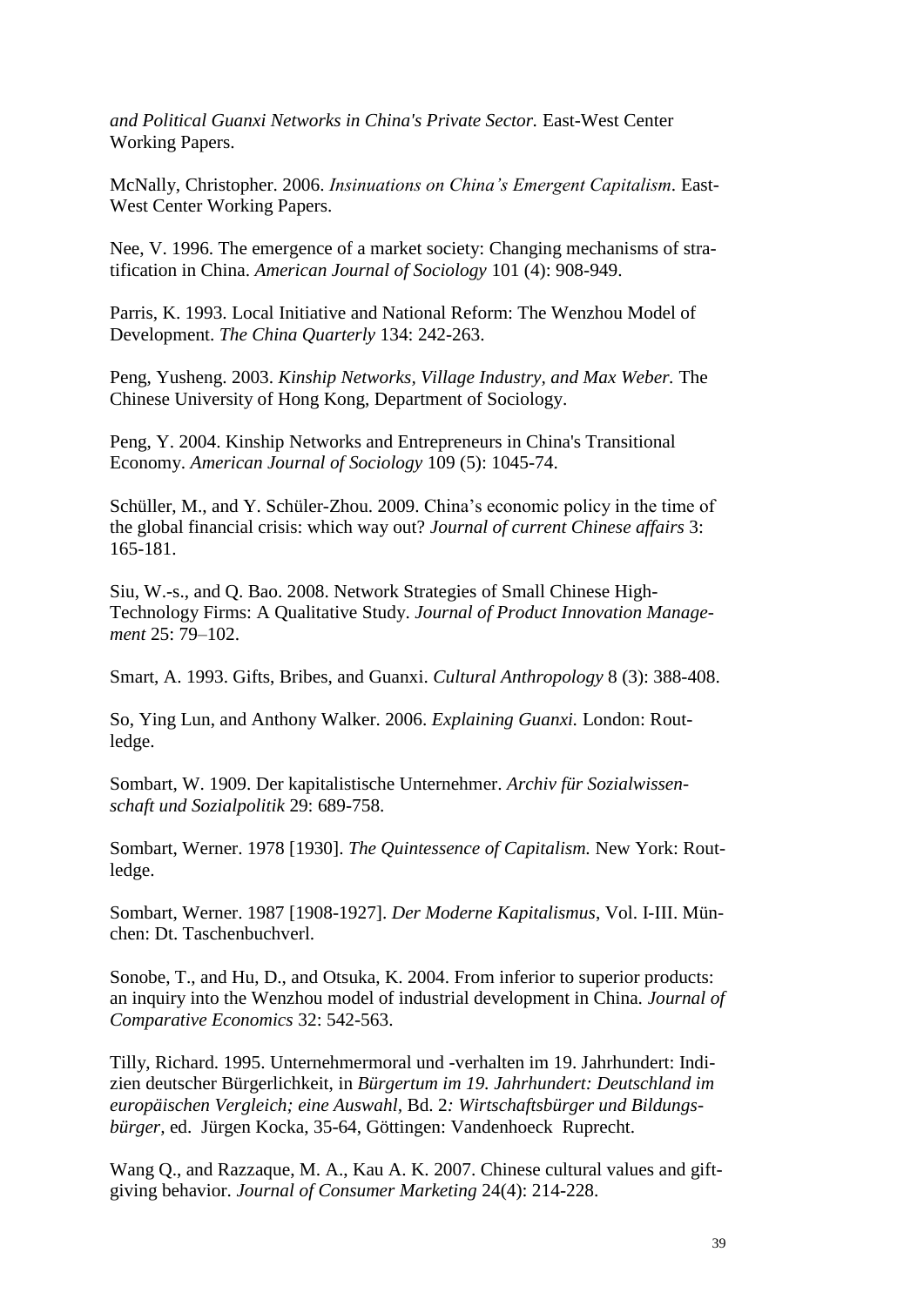*and Political Guanxi Networks in China's Private Sector.* East-West Center Working Papers.

McNally, Christopher. 2006. *Insinuations on China's Emergent Capitalism*. East-West Center Working Papers.

Nee, V. 1996. The emergence of a market society: Changing mechanisms of stratification in China. *American Journal of Sociology* 101 (4): 908-949.

Parris, K. 1993. Local Initiative and National Reform: The Wenzhou Model of Development. *The China Quarterly* 134: 242-263.

Peng, Yusheng. 2003. *Kinship Networks, Village Industry, and Max Weber.* The Chinese University of Hong Kong, Department of Sociology.

Peng, Y. 2004. Kinship Networks and Entrepreneurs in China's Transitional Economy. *American Journal of Sociology* 109 (5): 1045-74.

Schüller, M., and Y. Schüler-Zhou. 2009. China's economic policy in the time of the global financial crisis: which way out? *Journal of current Chinese affairs* 3: 165-181.

Siu, W.-s., and Q. Bao. 2008. Network Strategies of Small Chinese High-Technology Firms: A Qualitative Study. *Journal of Product Innovation Management* 25: 79–102.

Smart, A. 1993. Gifts, Bribes, and Guanxi. *Cultural Anthropology* 8 (3): 388-408.

So, Ying Lun, and Anthony Walker. 2006. *Explaining Guanxi.* London: Routledge.

Sombart, W. 1909. Der kapitalistische Unternehmer. *Archiv für Sozialwissenschaft und Sozialpolitik* 29: 689-758.

Sombart, Werner. 1978 [1930]. *The Quintessence of Capitalism.* New York: Routledge.

Sombart, Werner. 1987 [1908-1927]. *Der Moderne Kapitalismus*, Vol. I-III. München: Dt. Taschenbuchverl.

Sonobe, T., and Hu, D., and Otsuka, K. 2004. From inferior to superior products: an inquiry into the Wenzhou model of industrial development in China. *Journal of Comparative Economics* 32: 542-563.

Tilly, Richard. 1995. Unternehmermoral und -verhalten im 19. Jahrhundert: Indizien deutscher Bürgerlichkeit, in *Bürgertum im 19. Jahrhundert: Deutschland im europäischen Vergleich; eine Auswahl*, Bd. 2*: Wirtschaftsbürger und Bildungsbürger*, ed. Jürgen Kocka, 35-64, Göttingen: Vandenhoeck Ruprecht.

Wang Q., and Razzaque, M. A., Kau A. K. 2007. Chinese cultural values and gift-giving behavior. *Journal of Consumer Marketing* 24(4): 214-228.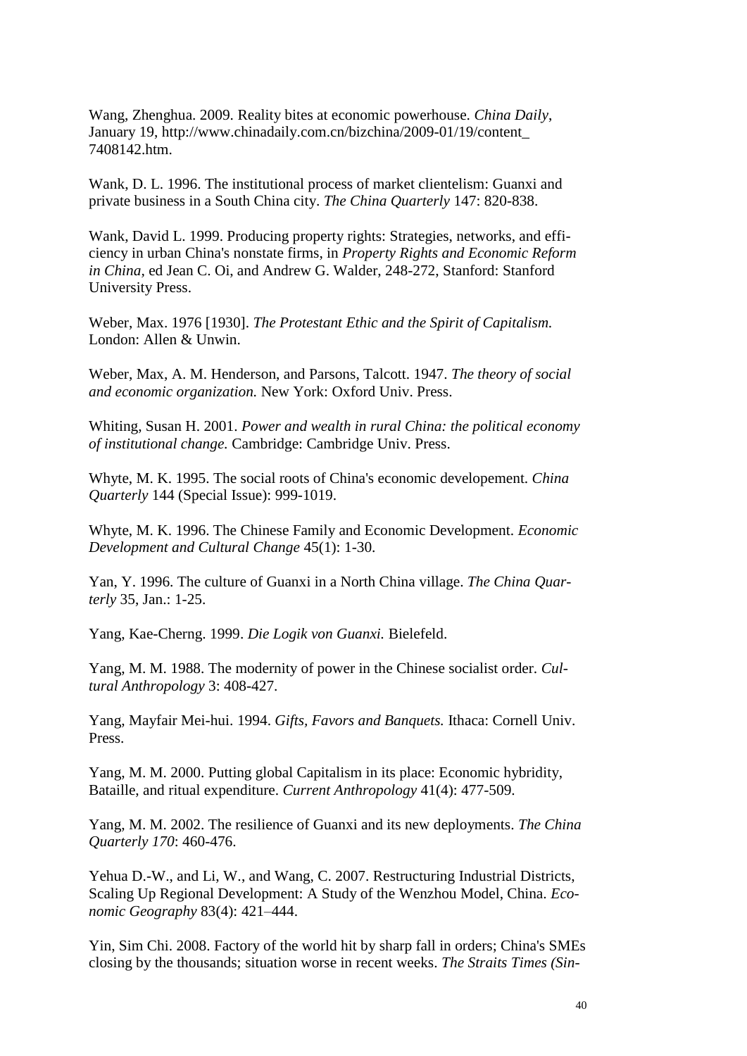Wang, Zhenghua. 2009. Reality bites at economic powerhouse. *China Daily*, January 19, http://www.chinadaily.com.cn/bizchina/2009-01/19/content_ 7408142.htm.

Wank, D. L. 1996. The institutional process of market clientelism: Guanxi and private business in a South China city. *The China Quarterly* 147: 820-838.

Wank, David L. 1999. Producing property rights: Strategies, networks, and efficiency in urban China's nonstate firms, in *Property Rights and Economic Reform in China,* ed Jean C. Oi, and Andrew G. Walder, 248-272, Stanford: Stanford University Press.

Weber, Max. 1976 [1930]. *The Protestant Ethic and the Spirit of Capitalism.* London: Allen & Unwin.

Weber, Max, A. M. Henderson, and Parsons, Talcott. 1947. *The theory of social and economic organization.* New York: Oxford Univ. Press.

Whiting, Susan H. 2001. *Power and wealth in rural China: the political economy of institutional change.* Cambridge: Cambridge Univ. Press.

Whyte, M. K. 1995. The social roots of China's economic developement. *China Quarterly* 144 (Special Issue): 999-1019.

Whyte, M. K. 1996. The Chinese Family and Economic Development. *Economic Development and Cultural Change* 45(1): 1-30.

Yan, Y. 1996. The culture of Guanxi in a North China village. *The China Quarterly* 35, Jan.: 1-25.

Yang, Kae-Cherng. 1999. *Die Logik von Guanxi.* Bielefeld.

Yang, M. M. 1988. The modernity of power in the Chinese socialist order. *Cultural Anthropology* 3: 408-427.

Yang, Mayfair Mei-hui. 1994. *Gifts, Favors and Banquets.* Ithaca: Cornell Univ. Press.

Yang, M. M. 2000. Putting global Capitalism in its place: Economic hybridity, Bataille, and ritual expenditure. *Current Anthropology* 41(4): 477-509.

Yang, M. M. 2002. The resilience of Guanxi and its new deployments. *The China Quarterly 170*: 460-476.

Yehua D.-W., and Li, W., and Wang, C. 2007. Restructuring Industrial Districts, Scaling Up Regional Development: A Study of the Wenzhou Model, China. *Economic Geography* 83(4): 421–444.

Yin, Sim Chi. 2008. Factory of the world hit by sharp fall in orders; China's SMEs closing by the thousands; situation worse in recent weeks. *The Straits Times (Sin-*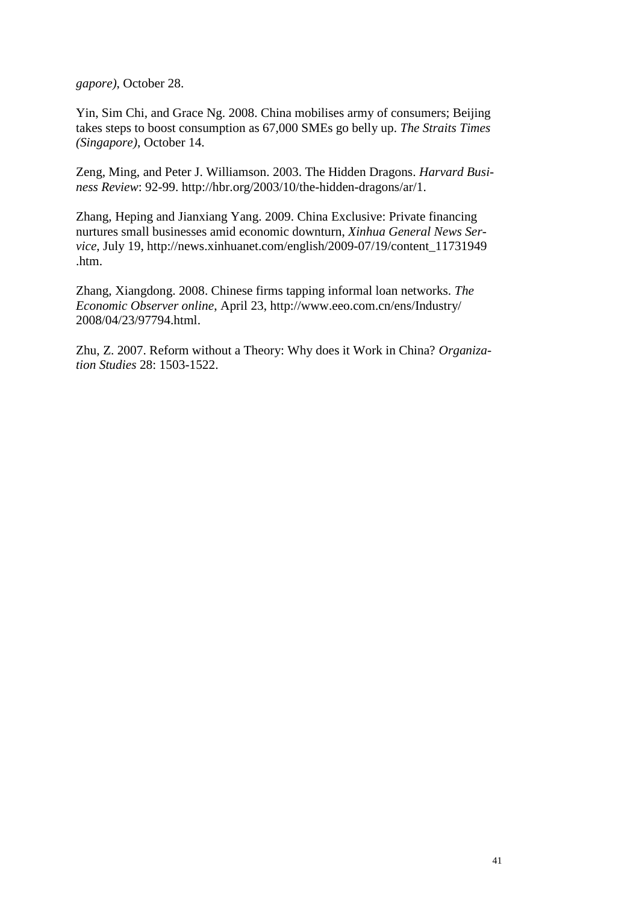*gapore)*, October 28.

Yin, Sim Chi, and Grace Ng. 2008. China mobilises army of consumers; Beijing takes steps to boost consumption as 67,000 SMEs go belly up. *The Straits Times (Singapore)*, October 14.

Zeng, Ming, and Peter J. Williamson. 2003. The Hidden Dragons. *Harvard Business Review*: 92-99. http://hbr.org/2003/10/the-hidden-dragons/ar/1.

Zhang, Heping and Jianxiang Yang. 2009. China Exclusive: Private financing nurtures small businesses amid economic downturn, *Xinhua General News Service*, July 19, http://news.xinhuanet.com/english/2009-07/19/content_11731949.htm.

Zhang, Xiangdong. 2008. Chinese firms tapping informal loan networks. *The Economic Observer online*, April 23, http://www.eeo.com.cn/ens/Industry/2008/04/23/97794.html.

Zhu, Z. 2007. Reform without a Theory: Why does it Work in China? *Organization Studies* 28: 1503-1522.